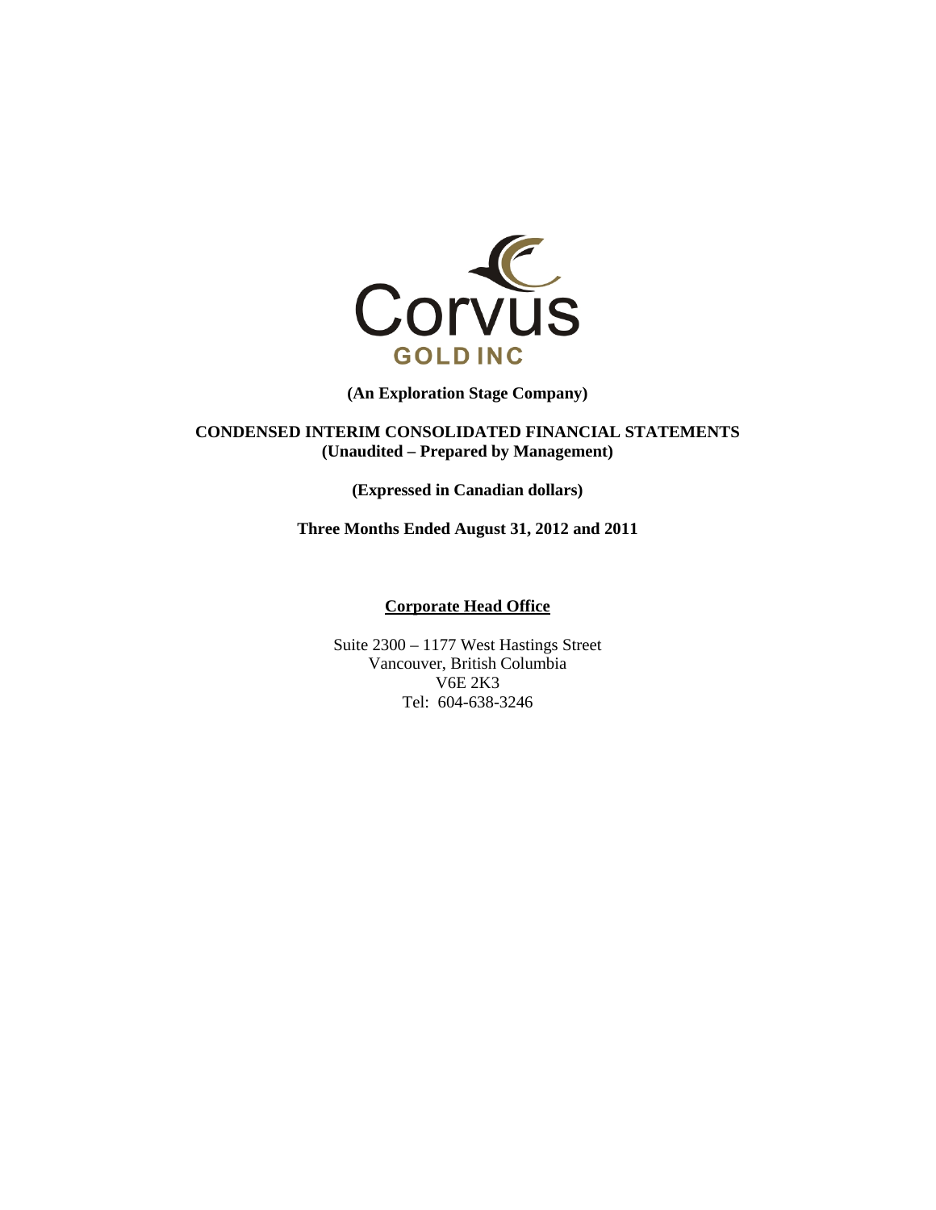Corvus

GOLD INC

**(An Exploration Stage Company)**

**CONDENSED INTERIM CONSOLIDATED FINANCIAL STATEMENTS**
**(Unaudited – Prepared by Management)**

**(Expressed in Canadian dollars)**

**Three Months Ended August 31, 2012 and 2011**

**Corporate Head Office**

Suite 2300 – 1177 West Hastings Street
Vancouver, British Columbia
V6E 2K3
Tel: 604-638-3246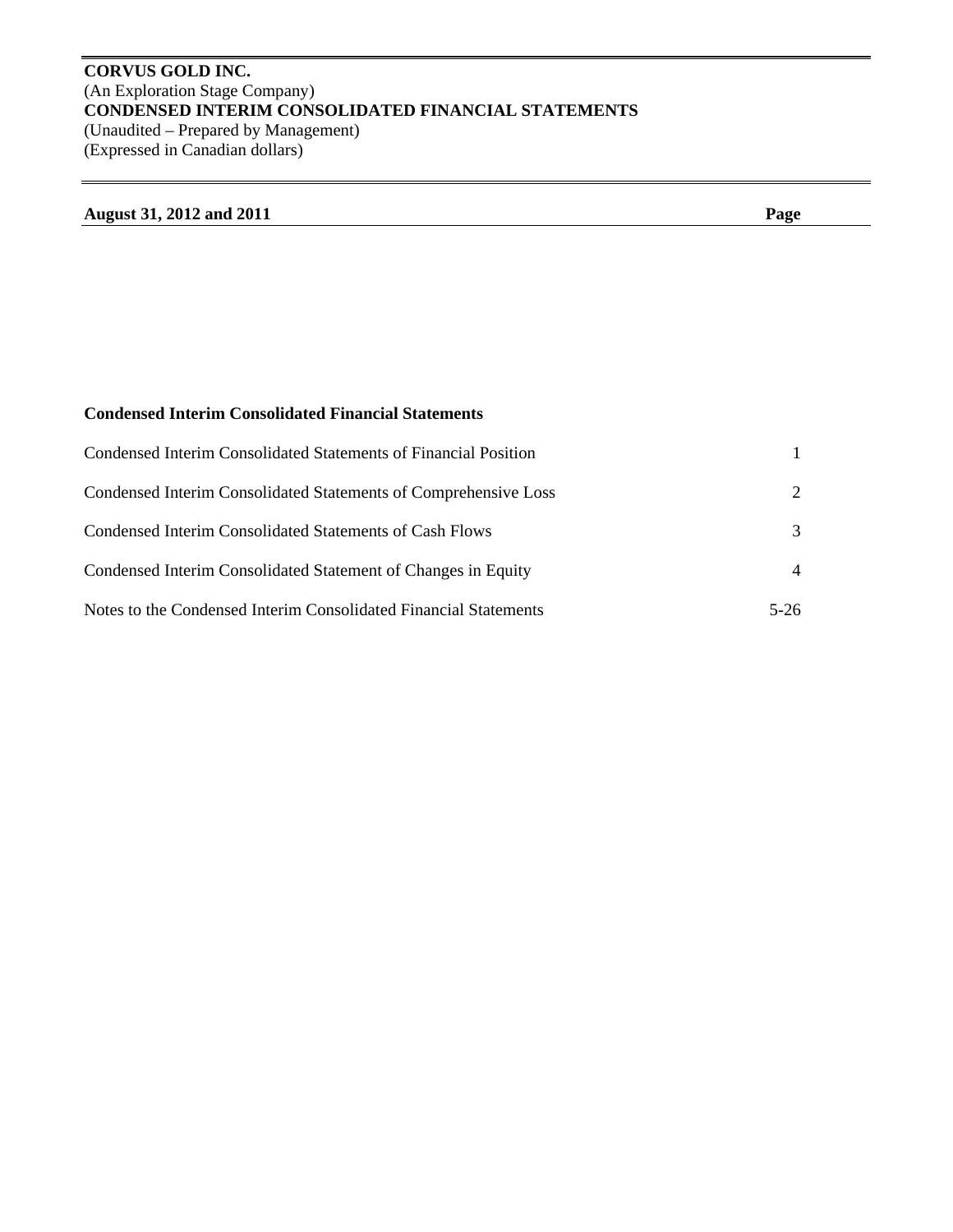**CORVUS GOLD INC.**
(An Exploration Stage Company)
**CONDENSED INTERIM CONSOLIDATED FINANCIAL STATEMENTS**
(Unaudited – Prepared by Management)
(Expressed in Canadian dollars)

| **August 31, 2012 and 2011** | **Page** |
|---|---|

**Condensed Interim Consolidated Financial Statements**

| | |
|---|---|
| Condensed Interim Consolidated Statements of Financial Position | 1 |
| Condensed Interim Consolidated Statements of Comprehensive Loss | 2 |
| Condensed Interim Consolidated Statements of Cash Flows | 3 |
| Condensed Interim Consolidated Statement of Changes in Equity | 4 |
| Notes to the Condensed Interim Consolidated Financial Statements | 5-26 |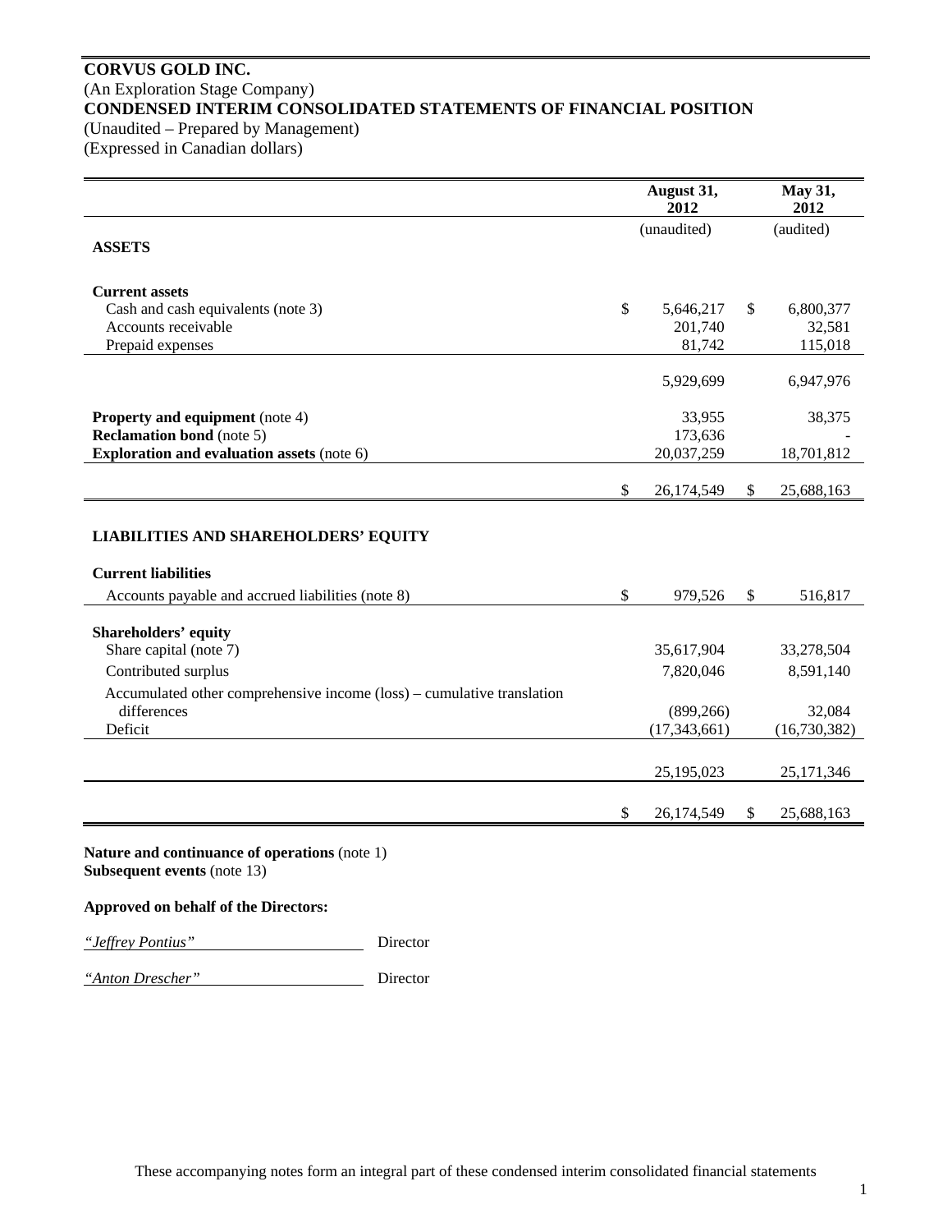# CORVUS GOLD INC.

(An Exploration Stage Company)

**CONDENSED INTERIM CONSOLIDATED STATEMENTS OF FINANCIAL POSITION**

(Unaudited – Prepared by Management)

(Expressed in Canadian dollars)

| | August 31, 2012 | May 31, 2012 |
|---|---|---|
| | (unaudited) | (audited) |
| **ASSETS** | | |
| **Current assets** | | |
| Cash and cash equivalents (note 3) | $ 5,646,217 | $ 6,800,377 |
| Accounts receivable | 201,740 | 32,581 |
| Prepaid expenses | 81,742 | 115,018 |
| | 5,929,699 | 6,947,976 |
| **Property and equipment** (note 4) | 33,955 | 38,375 |
| **Reclamation bond** (note 5) | 173,636 | - |
| **Exploration and evaluation assets** (note 6) | 20,037,259 | 18,701,812 |
| | $ 26,174,549 | $ 25,688,163 |
| **LIABILITIES AND SHAREHOLDERS' EQUITY** | | |
| **Current liabilities** | | |
| Accounts payable and accrued liabilities (note 8) | $ 979,526 | $ 516,817 |
| **Shareholders' equity** | | |
| Share capital (note 7) | 35,617,904 | 33,278,504 |
| Contributed surplus | 7,820,046 | 8,591,140 |
| Accumulated other comprehensive income (loss) – cumulative translation differences | (899,266) | 32,084 |
| Deficit | (17,343,661) | (16,730,382) |
| | 25,195,023 | 25,171,346 |
| | $ 26,174,549 | $ 25,688,163 |

**Nature and continuance of operations** (note 1)
**Subsequent events** (note 13)

**Approved on behalf of the Directors:**

*"Jeffrey Pontius"* Director

*"Anton Drescher"* Director

These accompanying notes form an integral part of these condensed interim consolidated financial statements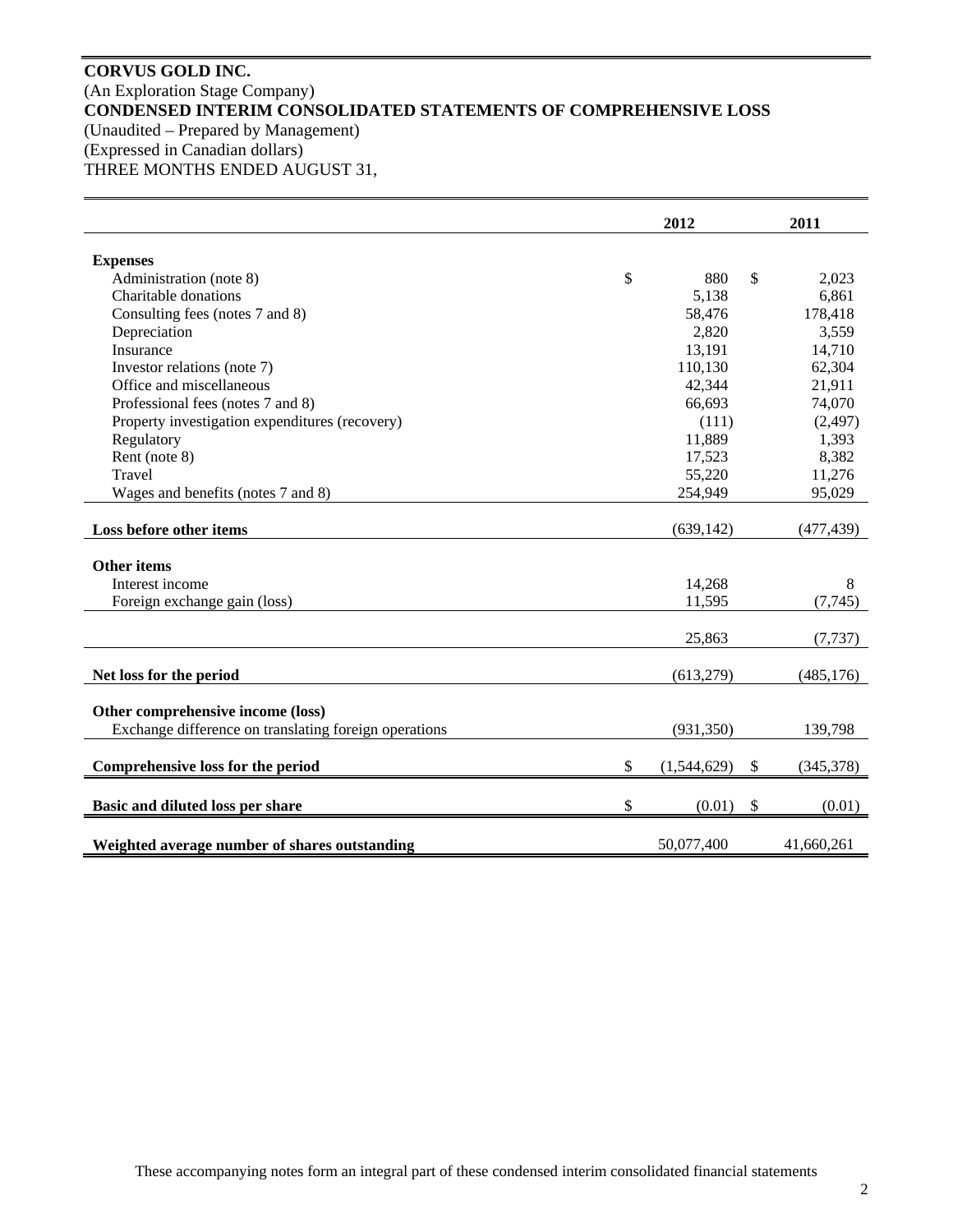**CORVUS GOLD INC.**
(An Exploration Stage Company)
**CONDENSED INTERIM CONSOLIDATED STATEMENTS OF COMPREHENSIVE LOSS**
(Unaudited – Prepared by Management)
(Expressed in Canadian dollars)
THREE MONTHS ENDED AUGUST 31,

| | 2012 | 2011 |
|---|---|---|
| **Expenses** | | |
| Administration (note 8) | $ 880 | $ 2,023 |
| Charitable donations | 5,138 | 6,861 |
| Consulting fees (notes 7 and 8) | 58,476 | 178,418 |
| Depreciation | 2,820 | 3,559 |
| Insurance | 13,191 | 14,710 |
| Investor relations (note 7) | 110,130 | 62,304 |
| Office and miscellaneous | 42,344 | 21,911 |
| Professional fees (notes 7 and 8) | 66,693 | 74,070 |
| Property investigation expenditures (recovery) | (111) | (2,497) |
| Regulatory | 11,889 | 1,393 |
| Rent (note 8) | 17,523 | 8,382 |
| Travel | 55,220 | 11,276 |
| Wages and benefits (notes 7 and 8) | 254,949 | 95,029 |
| **Loss before other items** | (639,142) | (477,439) |
| **Other items** | | |
| Interest income | 14,268 | 8 |
| Foreign exchange gain (loss) | 11,595 | (7,745) |
| | 25,863 | (7,737) |
| **Net loss for the period** | (613,279) | (485,176) |
| **Other comprehensive income (loss)** | | |
| Exchange difference on translating foreign operations | (931,350) | 139,798 |
| **Comprehensive loss for the period** | $ (1,544,629) | $ (345,378) |
| **Basic and diluted loss per share** | $ (0.01) | $ (0.01) |
| **Weighted average number of shares outstanding** | 50,077,400 | 41,660,261 |

These accompanying notes form an integral part of these condensed interim consolidated financial statements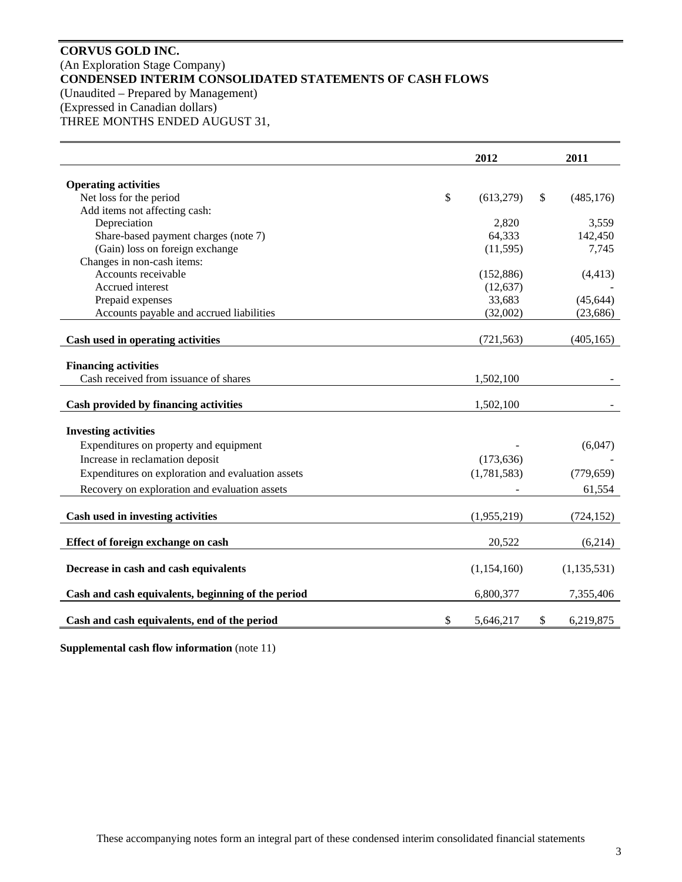**CORVUS GOLD INC.**
(An Exploration Stage Company)
**CONDENSED INTERIM CONSOLIDATED STATEMENTS OF CASH FLOWS**
(Unaudited – Prepared by Management)
(Expressed in Canadian dollars)
THREE MONTHS ENDED AUGUST 31,

| | 2012 | 2011 |
|---|---|---|
| **Operating activities** | | |
| Net loss for the period | $ (613,279) | $ (485,176) |
| Add items not affecting cash: | | |
| Depreciation | 2,820 | 3,559 |
| Share-based payment charges (note 7) | 64,333 | 142,450 |
| (Gain) loss on foreign exchange | (11,595) | 7,745 |
| Changes in non-cash items: | | |
| Accounts receivable | (152,886) | (4,413) |
| Accrued interest | (12,637) | - |
| Prepaid expenses | 33,683 | (45,644) |
| Accounts payable and accrued liabilities | (32,002) | (23,686) |
| **Cash used in operating activities** | (721,563) | (405,165) |
| **Financing activities** | | |
| Cash received from issuance of shares | 1,502,100 | - |
| **Cash provided by financing activities** | 1,502,100 | - |
| **Investing activities** | | |
| Expenditures on property and equipment | - | (6,047) |
| Increase in reclamation deposit | (173,636) | - |
| Expenditures on exploration and evaluation assets | (1,781,583) | (779,659) |
| Recovery on exploration and evaluation assets | - | 61,554 |
| **Cash used in investing activities** | (1,955,219) | (724,152) |
| **Effect of foreign exchange on cash** | 20,522 | (6,214) |
| **Decrease in cash and cash equivalents** | (1,154,160) | (1,135,531) |
| **Cash and cash equivalents, beginning of the period** | 6,800,377 | 7,355,406 |
| **Cash and cash equivalents, end of the period** | $ 5,646,217 | $ 6,219,875 |

**Supplemental cash flow information** (note 11)

These accompanying notes form an integral part of these condensed interim consolidated financial statements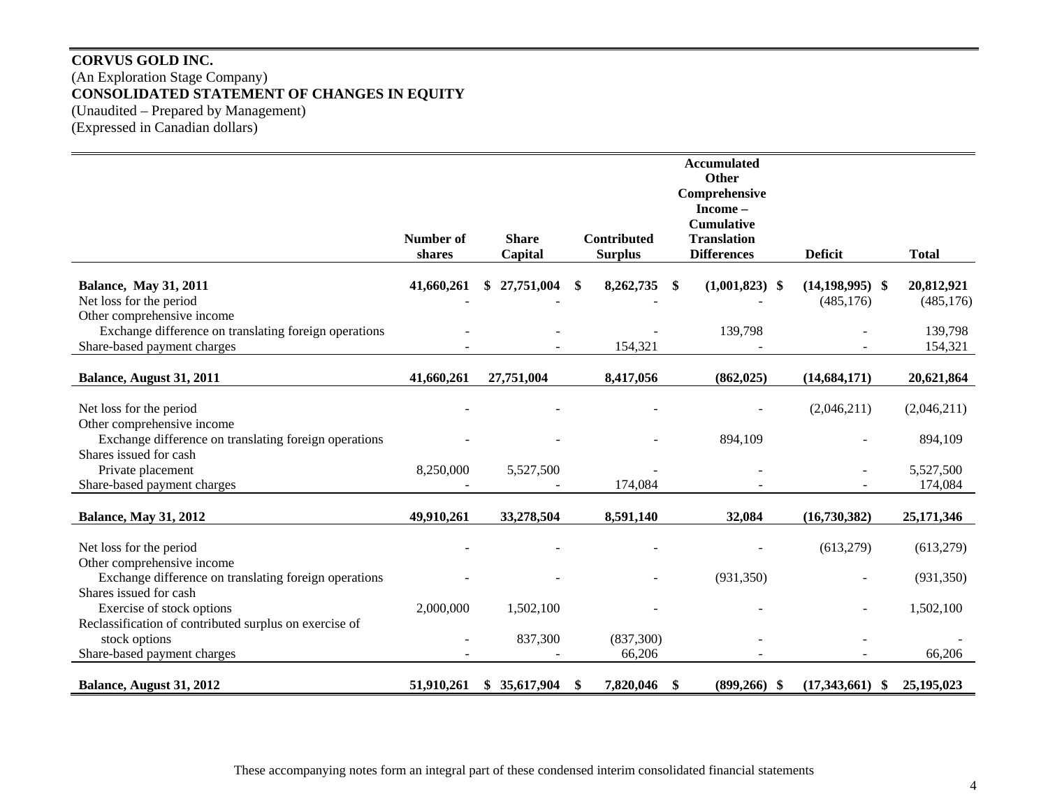**CORVUS GOLD INC.**
(An Exploration Stage Company)
**CONSOLIDATED STATEMENT OF CHANGES IN EQUITY**
(Unaudited – Prepared by Management)
(Expressed in Canadian dollars)

| | Number of shares | Share Capital | Contributed Surplus | Accumulated Other Comprehensive Income – Cumulative Translation Differences | Deficit | Total |
|---|---|---|---|---|---|---|
| **Balance, May 31, 2011** | **41,660,261** | **$ 27,751,004** | **$ 8,262,735** | **$ (1,001,823)** | **$ (14,198,995)** | **$ 20,812,921** |
| Net loss for the period | - | - | - | - | (485,176) | (485,176) |
| Other comprehensive income | | | | | | |
| Exchange difference on translating foreign operations | - | - | - | 139,798 | - | 139,798 |
| Share-based payment charges | - | - | 154,321 | - | - | 154,321 |
| **Balance, August 31, 2011** | **41,660,261** | **27,751,004** | **8,417,056** | **(862,025)** | **(14,684,171)** | **20,621,864** |
| Net loss for the period | - | - | - | - | (2,046,211) | (2,046,211) |
| Other comprehensive income | | | | | | |
| Exchange difference on translating foreign operations | - | - | - | 894,109 | - | 894,109 |
| Shares issued for cash | | | | | | |
| Private placement | 8,250,000 | 5,527,500 | - | - | - | 5,527,500 |
| Share-based payment charges | - | - | 174,084 | - | - | 174,084 |
| **Balance, May 31, 2012** | **49,910,261** | **33,278,504** | **8,591,140** | **32,084** | **(16,730,382)** | **25,171,346** |
| Net loss for the period | - | - | - | - | (613,279) | (613,279) |
| Other comprehensive income | | | | | | |
| Exchange difference on translating foreign operations | - | - | - | (931,350) | - | (931,350) |
| Shares issued for cash | | | | | | |
| Exercise of stock options | 2,000,000 | 1,502,100 | - | - | - | 1,502,100 |
| Reclassification of contributed surplus on exercise of stock options | - | 837,300 | (837,300) | - | - | - |
| Share-based payment charges | - | - | 66,206 | - | - | 66,206 |
| **Balance, August 31, 2012** | **51,910,261** | **$ 35,617,904** | **$ 7,820,046** | **$ (899,266)** | **$ (17,343,661)** | **$ 25,195,023** |

These accompanying notes form an integral part of these condensed interim consolidated financial statements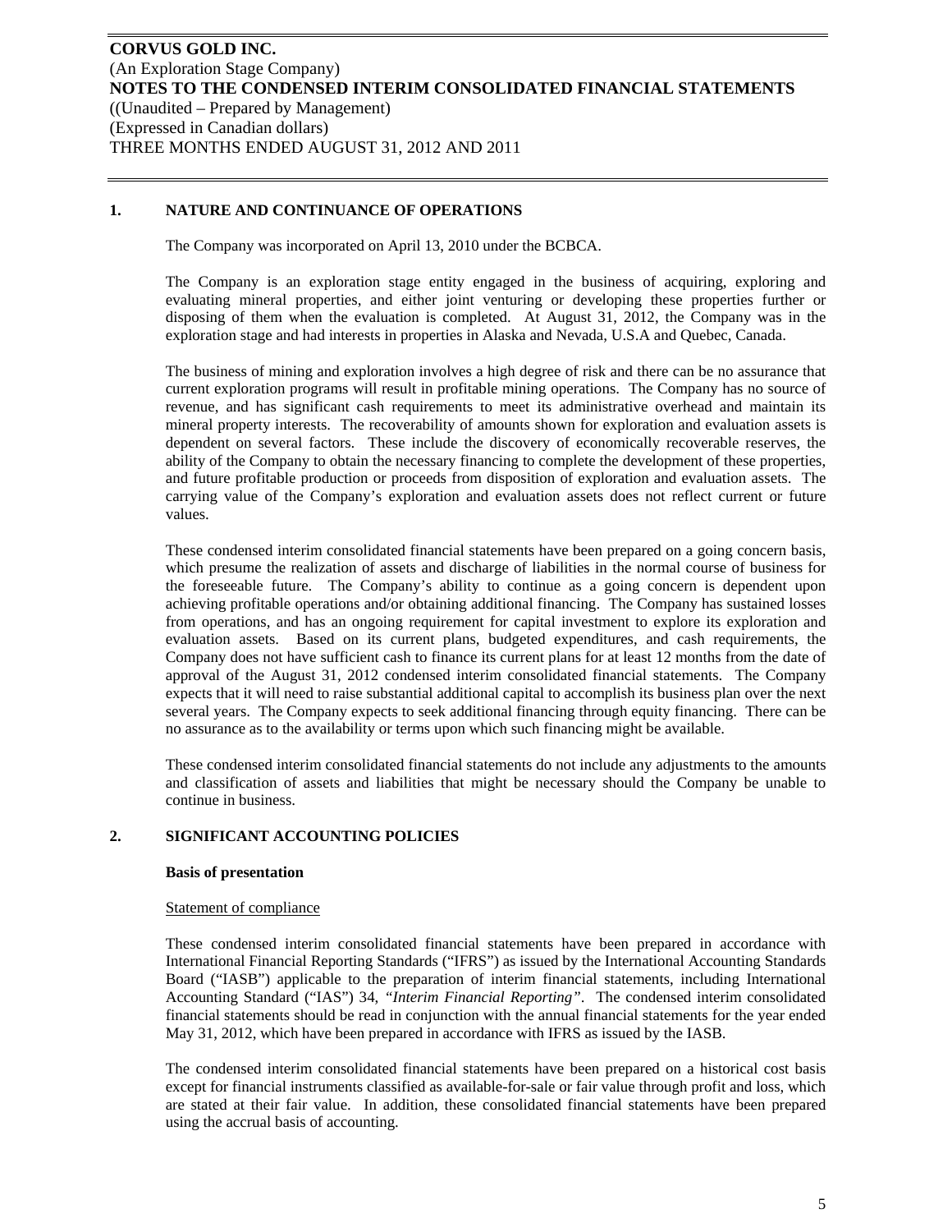## 1. NATURE AND CONTINUANCE OF OPERATIONS

The Company was incorporated on April 13, 2010 under the BCBCA.

The Company is an exploration stage entity engaged in the business of acquiring, exploring and evaluating mineral properties, and either joint venturing or developing these properties further or disposing of them when the evaluation is completed. At August 31, 2012, the Company was in the exploration stage and had interests in properties in Alaska and Nevada, U.S.A and Quebec, Canada.

The business of mining and exploration involves a high degree of risk and there can be no assurance that current exploration programs will result in profitable mining operations. The Company has no source of revenue, and has significant cash requirements to meet its administrative overhead and maintain its mineral property interests. The recoverability of amounts shown for exploration and evaluation assets is dependent on several factors. These include the discovery of economically recoverable reserves, the ability of the Company to obtain the necessary financing to complete the development of these properties, and future profitable production or proceeds from disposition of exploration and evaluation assets. The carrying value of the Company's exploration and evaluation assets does not reflect current or future values.

These condensed interim consolidated financial statements have been prepared on a going concern basis, which presume the realization of assets and discharge of liabilities in the normal course of business for the foreseeable future. The Company's ability to continue as a going concern is dependent upon achieving profitable operations and/or obtaining additional financing. The Company has sustained losses from operations, and has an ongoing requirement for capital investment to explore its exploration and evaluation assets. Based on its current plans, budgeted expenditures, and cash requirements, the Company does not have sufficient cash to finance its current plans for at least 12 months from the date of approval of the August 31, 2012 condensed interim consolidated financial statements. The Company expects that it will need to raise substantial additional capital to accomplish its business plan over the next several years. The Company expects to seek additional financing through equity financing. There can be no assurance as to the availability or terms upon which such financing might be available.

These condensed interim consolidated financial statements do not include any adjustments to the amounts and classification of assets and liabilities that might be necessary should the Company be unable to continue in business.

## 2. SIGNIFICANT ACCOUNTING POLICIES

**Basis of presentation**

Statement of compliance

These condensed interim consolidated financial statements have been prepared in accordance with International Financial Reporting Standards ("IFRS") as issued by the International Accounting Standards Board ("IASB") applicable to the preparation of interim financial statements, including International Accounting Standard ("IAS") 34, *"Interim Financial Reporting"*. The condensed interim consolidated financial statements should be read in conjunction with the annual financial statements for the year ended May 31, 2012, which have been prepared in accordance with IFRS as issued by the IASB.

The condensed interim consolidated financial statements have been prepared on a historical cost basis except for financial instruments classified as available-for-sale or fair value through profit and loss, which are stated at their fair value. In addition, these consolidated financial statements have been prepared using the accrual basis of accounting.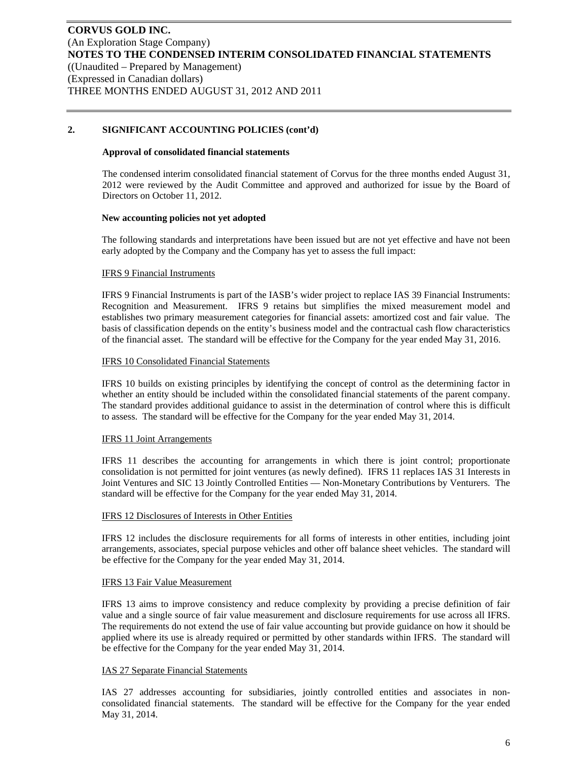## 2. SIGNIFICANT ACCOUNTING POLICIES (cont'd)

### Approval of consolidated financial statements

The condensed interim consolidated financial statement of Corvus for the three months ended August 31, 2012 were reviewed by the Audit Committee and approved and authorized for issue by the Board of Directors on October 11, 2012.

### New accounting policies not yet adopted

The following standards and interpretations have been issued but are not yet effective and have not been early adopted by the Company and the Company has yet to assess the full impact:

IFRS 9 Financial Instruments

IFRS 9 Financial Instruments is part of the IASB's wider project to replace IAS 39 Financial Instruments: Recognition and Measurement. IFRS 9 retains but simplifies the mixed measurement model and establishes two primary measurement categories for financial assets: amortized cost and fair value. The basis of classification depends on the entity's business model and the contractual cash flow characteristics of the financial asset. The standard will be effective for the Company for the year ended May 31, 2016.

IFRS 10 Consolidated Financial Statements

IFRS 10 builds on existing principles by identifying the concept of control as the determining factor in whether an entity should be included within the consolidated financial statements of the parent company. The standard provides additional guidance to assist in the determination of control where this is difficult to assess. The standard will be effective for the Company for the year ended May 31, 2014.

IFRS 11 Joint Arrangements

IFRS 11 describes the accounting for arrangements in which there is joint control; proportionate consolidation is not permitted for joint ventures (as newly defined). IFRS 11 replaces IAS 31 Interests in Joint Ventures and SIC 13 Jointly Controlled Entities — Non-Monetary Contributions by Venturers. The standard will be effective for the Company for the year ended May 31, 2014.

IFRS 12 Disclosures of Interests in Other Entities

IFRS 12 includes the disclosure requirements for all forms of interests in other entities, including joint arrangements, associates, special purpose vehicles and other off balance sheet vehicles. The standard will be effective for the Company for the year ended May 31, 2014.

IFRS 13 Fair Value Measurement

IFRS 13 aims to improve consistency and reduce complexity by providing a precise definition of fair value and a single source of fair value measurement and disclosure requirements for use across all IFRS. The requirements do not extend the use of fair value accounting but provide guidance on how it should be applied where its use is already required or permitted by other standards within IFRS. The standard will be effective for the Company for the year ended May 31, 2014.

IAS 27 Separate Financial Statements

IAS 27 addresses accounting for subsidiaries, jointly controlled entities and associates in non-consolidated financial statements. The standard will be effective for the Company for the year ended May 31, 2014.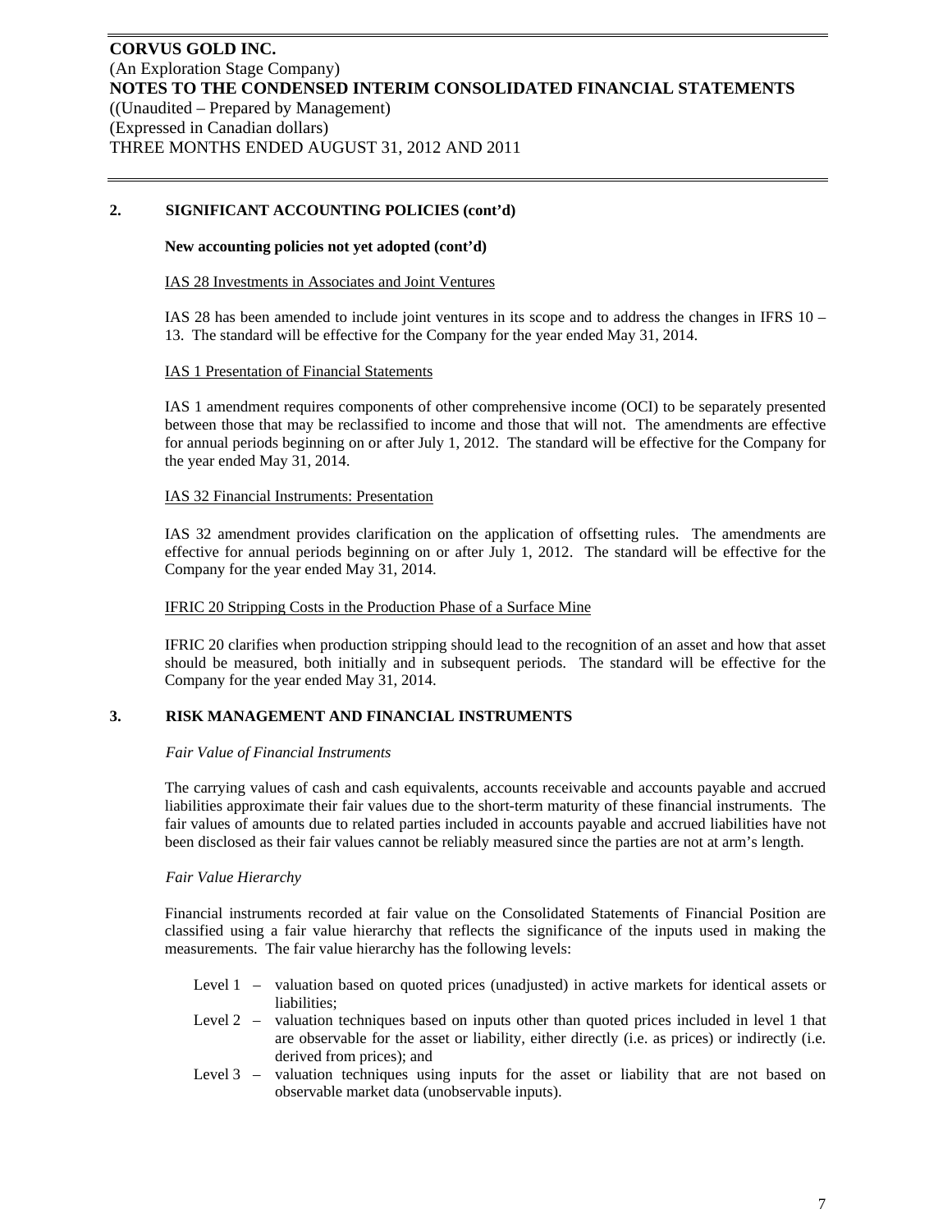## 2. SIGNIFICANT ACCOUNTING POLICIES (cont'd)

**New accounting policies not yet adopted (cont'd)**

IAS 28 Investments in Associates and Joint Ventures

IAS 28 has been amended to include joint ventures in its scope and to address the changes in IFRS 10 – 13. The standard will be effective for the Company for the year ended May 31, 2014.

IAS 1 Presentation of Financial Statements

IAS 1 amendment requires components of other comprehensive income (OCI) to be separately presented between those that may be reclassified to income and those that will not. The amendments are effective for annual periods beginning on or after July 1, 2012. The standard will be effective for the Company for the year ended May 31, 2014.

IAS 32 Financial Instruments: Presentation

IAS 32 amendment provides clarification on the application of offsetting rules. The amendments are effective for annual periods beginning on or after July 1, 2012. The standard will be effective for the Company for the year ended May 31, 2014.

IFRIC 20 Stripping Costs in the Production Phase of a Surface Mine

IFRIC 20 clarifies when production stripping should lead to the recognition of an asset and how that asset should be measured, both initially and in subsequent periods. The standard will be effective for the Company for the year ended May 31, 2014.

## 3. RISK MANAGEMENT AND FINANCIAL INSTRUMENTS

*Fair Value of Financial Instruments*

The carrying values of cash and cash equivalents, accounts receivable and accounts payable and accrued liabilities approximate their fair values due to the short-term maturity of these financial instruments. The fair values of amounts due to related parties included in accounts payable and accrued liabilities have not been disclosed as their fair values cannot be reliably measured since the parties are not at arm's length.

*Fair Value Hierarchy*

Financial instruments recorded at fair value on the Consolidated Statements of Financial Position are classified using a fair value hierarchy that reflects the significance of the inputs used in making the measurements. The fair value hierarchy has the following levels:

- Level 1 – valuation based on quoted prices (unadjusted) in active markets for identical assets or liabilities;
- Level 2 – valuation techniques based on inputs other than quoted prices included in level 1 that are observable for the asset or liability, either directly (i.e. as prices) or indirectly (i.e. derived from prices); and
- Level 3 – valuation techniques using inputs for the asset or liability that are not based on observable market data (unobservable inputs).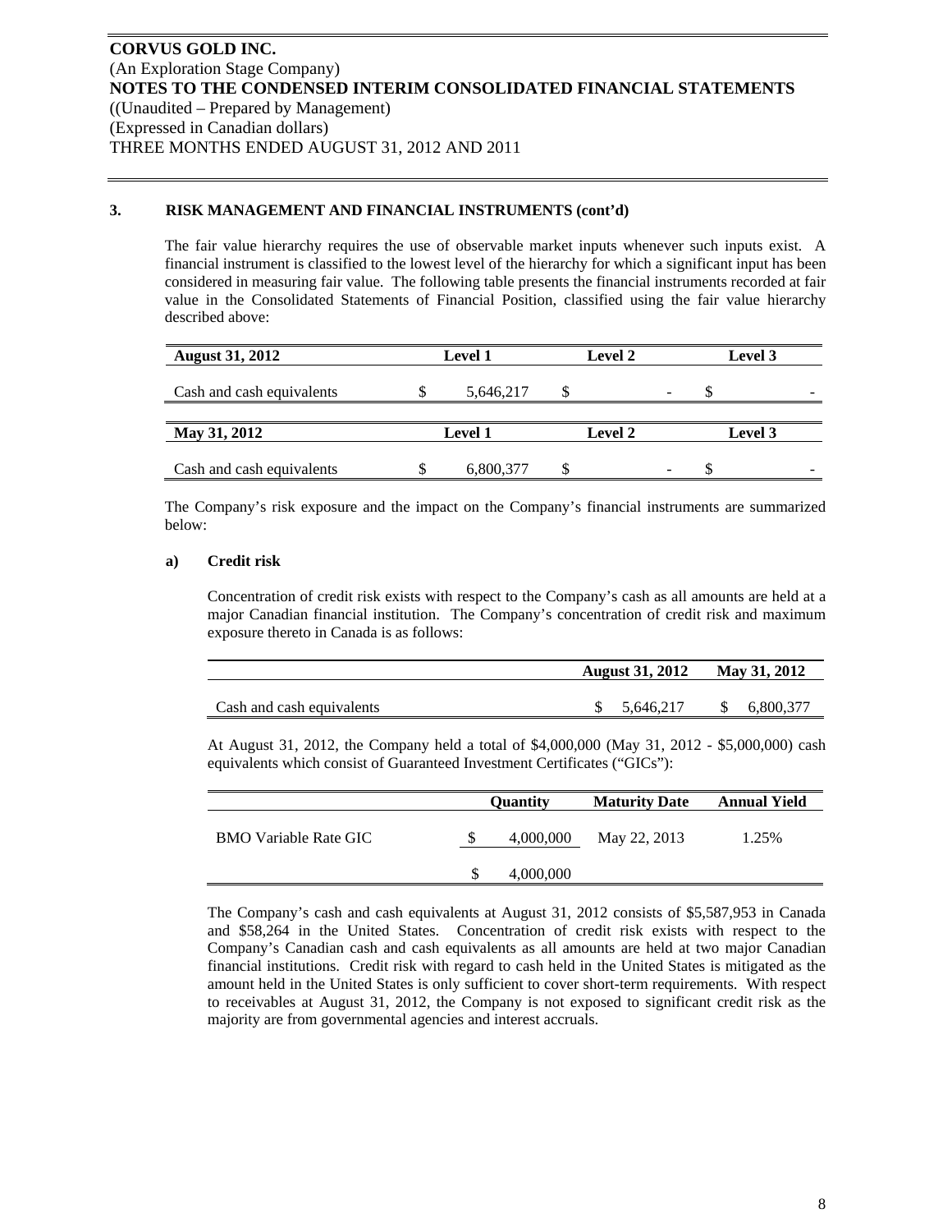### 3. RISK MANAGEMENT AND FINANCIAL INSTRUMENTS (cont'd)

The fair value hierarchy requires the use of observable market inputs whenever such inputs exist. A financial instrument is classified to the lowest level of the hierarchy for which a significant input has been considered in measuring fair value. The following table presents the financial instruments recorded at fair value in the Consolidated Statements of Financial Position, classified using the fair value hierarchy described above:

| August 31, 2012 | Level 1 | Level 2 | Level 3 |
|---|---|---|---|
| Cash and cash equivalents | $ 5,646,217 | $ - | $ - |

| May 31, 2012 | Level 1 | Level 2 | Level 3 |
|---|---|---|---|
| Cash and cash equivalents | $ 6,800,377 | $ - | $ - |

The Company's risk exposure and the impact on the Company's financial instruments are summarized below:

#### a) Credit risk

Concentration of credit risk exists with respect to the Company's cash as all amounts are held at a major Canadian financial institution. The Company's concentration of credit risk and maximum exposure thereto in Canada is as follows:

| | August 31, 2012 | May 31, 2012 |
|---|---|---|
| Cash and cash equivalents | $ 5,646,217 | $ 6,800,377 |

At August 31, 2012, the Company held a total of $4,000,000 (May 31, 2012 - $5,000,000) cash equivalents which consist of Guaranteed Investment Certificates ("GICs"):

| | Quantity | Maturity Date | Annual Yield |
|---|---|---|---|
| BMO Variable Rate GIC | $ 4,000,000 | May 22, 2013 | 1.25% |
| | $ 4,000,000 | | |

The Company's cash and cash equivalents at August 31, 2012 consists of $5,587,953 in Canada and $58,264 in the United States. Concentration of credit risk exists with respect to the Company's Canadian cash and cash equivalents as all amounts are held at two major Canadian financial institutions. Credit risk with regard to cash held in the United States is mitigated as the amount held in the United States is only sufficient to cover short-term requirements. With respect to receivables at August 31, 2012, the Company is not exposed to significant credit risk as the majority are from governmental agencies and interest accruals.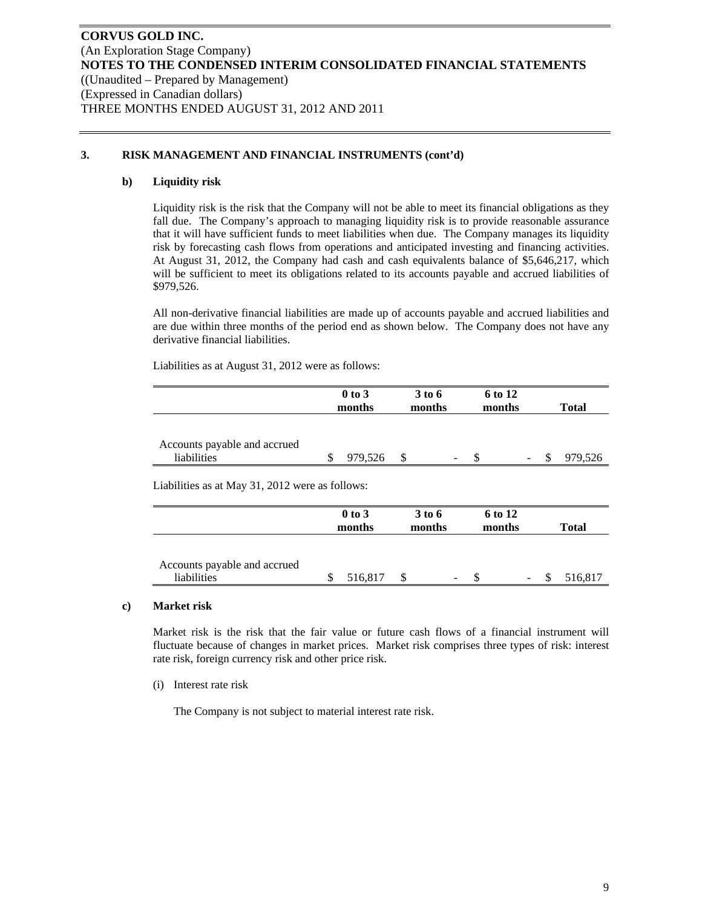**CORVUS GOLD INC.**
(An Exploration Stage Company)
**NOTES TO THE CONDENSED INTERIM CONSOLIDATED FINANCIAL STATEMENTS**
((Unaudited – Prepared by Management)
(Expressed in Canadian dollars)
THREE MONTHS ENDED AUGUST 31, 2012 AND 2011

## 3. RISK MANAGEMENT AND FINANCIAL INSTRUMENTS (cont'd)

### b) Liquidity risk

Liquidity risk is the risk that the Company will not be able to meet its financial obligations as they fall due. The Company's approach to managing liquidity risk is to provide reasonable assurance that it will have sufficient funds to meet liabilities when due. The Company manages its liquidity risk by forecasting cash flows from operations and anticipated investing and financing activities. At August 31, 2012, the Company had cash and cash equivalents balance of $5,646,217, which will be sufficient to meet its obligations related to its accounts payable and accrued liabilities of $979,526.

All non-derivative financial liabilities are made up of accounts payable and accrued liabilities and are due within three months of the period end as shown below. The Company does not have any derivative financial liabilities.

Liabilities as at August 31, 2012 were as follows:

| | 0 to 3 months | 3 to 6 months | 6 to 12 months | Total |
|---|---|---|---|---|
| Accounts payable and accrued liabilities | $ 979,526 | $ - | $ - | $ 979,526 |

Liabilities as at May 31, 2012 were as follows:

| | 0 to 3 months | 3 to 6 months | 6 to 12 months | Total |
|---|---|---|---|---|
| Accounts payable and accrued liabilities | $ 516,817 | $ - | $ - | $ 516,817 |

### c) Market risk

Market risk is the risk that the fair value or future cash flows of a financial instrument will fluctuate because of changes in market prices. Market risk comprises three types of risk: interest rate risk, foreign currency risk and other price risk.

(i) Interest rate risk

The Company is not subject to material interest rate risk.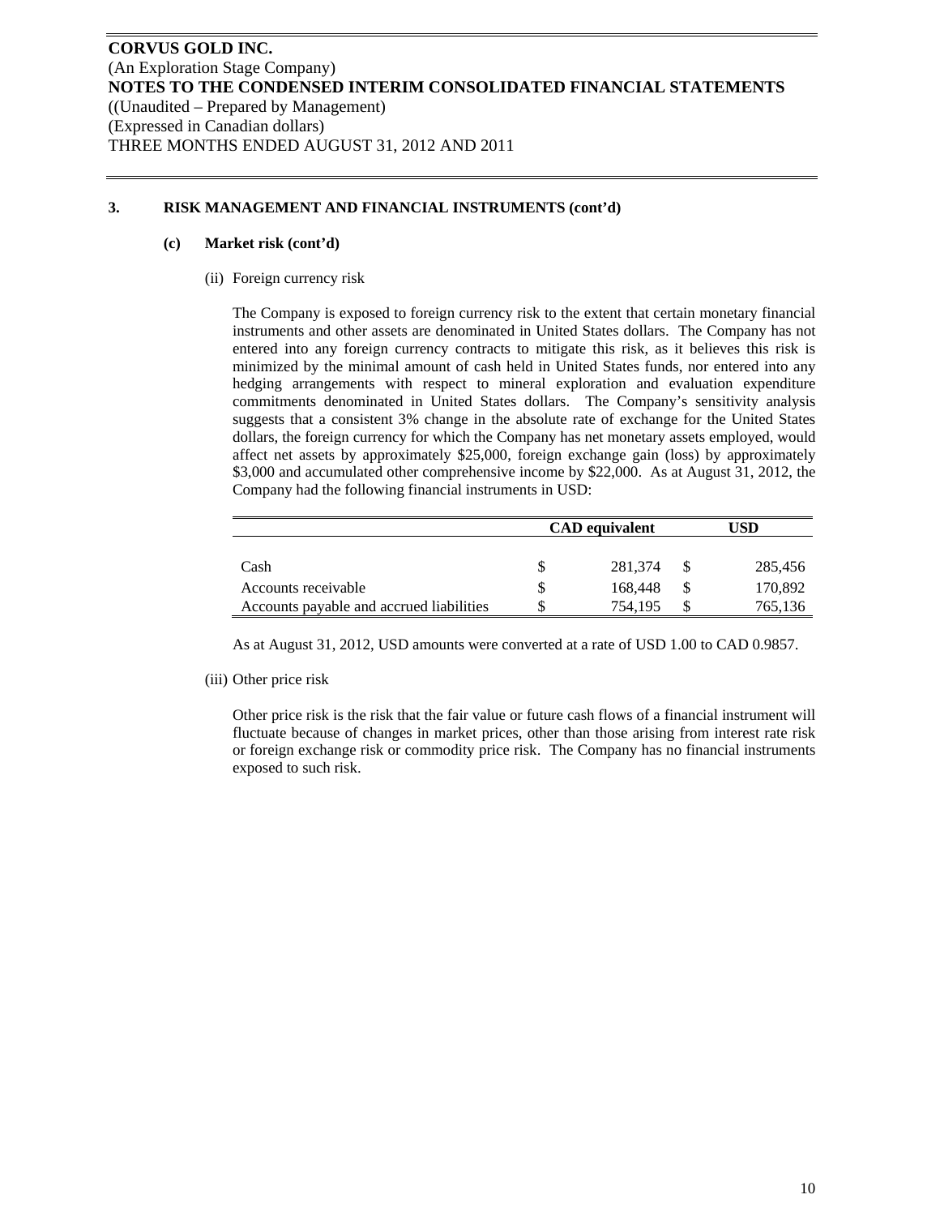# CORVUS GOLD INC.

(An Exploration Stage Company)

**NOTES TO THE CONDENSED INTERIM CONSOLIDATED FINANCIAL STATEMENTS**

((Unaudited – Prepared by Management)

(Expressed in Canadian dollars)

THREE MONTHS ENDED AUGUST 31, 2012 AND 2011

## 3. RISK MANAGEMENT AND FINANCIAL INSTRUMENTS (cont'd)

### (c) Market risk (cont'd)

(ii) Foreign currency risk

The Company is exposed to foreign currency risk to the extent that certain monetary financial instruments and other assets are denominated in United States dollars. The Company has not entered into any foreign currency contracts to mitigate this risk, as it believes this risk is minimized by the minimal amount of cash held in United States funds, nor entered into any hedging arrangements with respect to mineral exploration and evaluation expenditure commitments denominated in United States dollars. The Company's sensitivity analysis suggests that a consistent 3% change in the absolute rate of exchange for the United States dollars, the foreign currency for which the Company has net monetary assets employed, would affect net assets by approximately $25,000, foreign exchange gain (loss) by approximately $3,000 and accumulated other comprehensive income by $22,000. As at August 31, 2012, the Company had the following financial instruments in USD:

| | CAD equivalent | USD |
|---|---|---|
| Cash | $ 281,374 | $ 285,456 |
| Accounts receivable | $ 168,448 | $ 170,892 |
| Accounts payable and accrued liabilities | $ 754,195 | $ 765,136 |

As at August 31, 2012, USD amounts were converted at a rate of USD 1.00 to CAD 0.9857.

(iii) Other price risk

Other price risk is the risk that the fair value or future cash flows of a financial instrument will fluctuate because of changes in market prices, other than those arising from interest rate risk or foreign exchange risk or commodity price risk. The Company has no financial instruments exposed to such risk.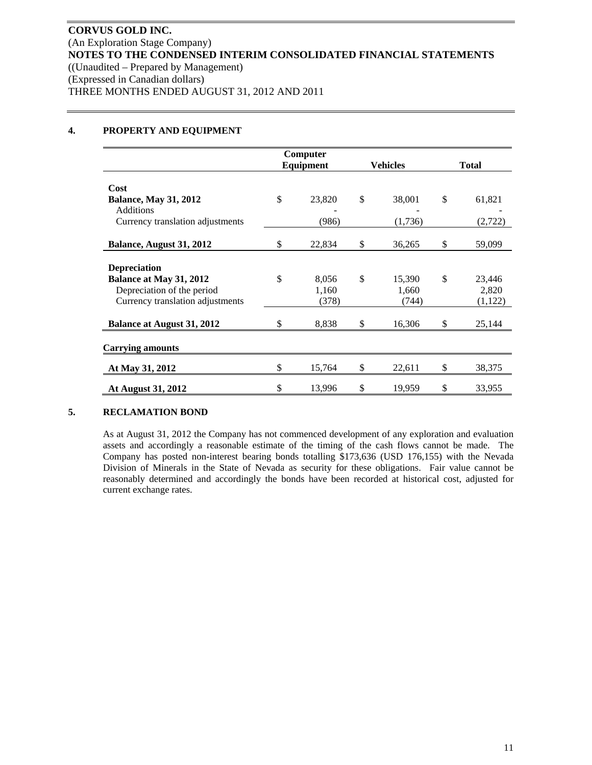**CORVUS GOLD INC.**
(An Exploration Stage Company)
**NOTES TO THE CONDENSED INTERIM CONSOLIDATED FINANCIAL STATEMENTS**
((Unaudited – Prepared by Management)
(Expressed in Canadian dollars)
THREE MONTHS ENDED AUGUST 31, 2012 AND 2011

## 4. PROPERTY AND EQUIPMENT

| | Computer Equipment | Vehicles | Total |
|---|---|---|---|
| **Cost** | | | |
| **Balance, May 31, 2012** | $ 23,820 | $ 38,001 | $ 61,821 |
| Additions | - | - | - |
| Currency translation adjustments | (986) | (1,736) | (2,722) |
| **Balance, August 31, 2012** | $ 22,834 | $ 36,265 | $ 59,099 |
| **Depreciation** | | | |
| **Balance at May 31, 2012** | $ 8,056 | $ 15,390 | $ 23,446 |
| Depreciation of the period | 1,160 | 1,660 | 2,820 |
| Currency translation adjustments | (378) | (744) | (1,122) |
| **Balance at August 31, 2012** | $ 8,838 | $ 16,306 | $ 25,144 |
| **Carrying amounts** | | | |
| **At May 31, 2012** | $ 15,764 | $ 22,611 | $ 38,375 |
| **At August 31, 2012** | $ 13,996 | $ 19,959 | $ 33,955 |

## 5. RECLAMATION BOND

As at August 31, 2012 the Company has not commenced development of any exploration and evaluation assets and accordingly a reasonable estimate of the timing of the cash flows cannot be made. The Company has posted non-interest bearing bonds totalling $173,636 (USD 176,155) with the Nevada Division of Minerals in the State of Nevada as security for these obligations. Fair value cannot be reasonably determined and accordingly the bonds have been recorded at historical cost, adjusted for current exchange rates.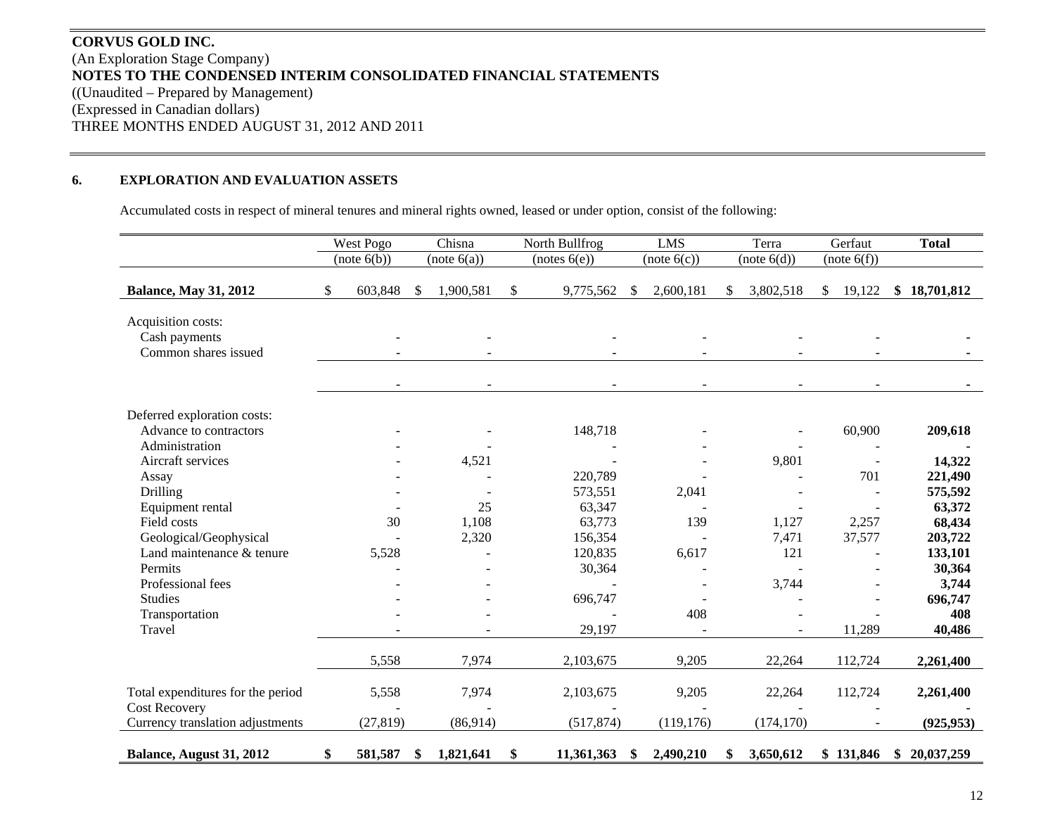**CORVUS GOLD INC.**
(An Exploration Stage Company)
**NOTES TO THE CONDENSED INTERIM CONSOLIDATED FINANCIAL STATEMENTS**
((Unaudited – Prepared by Management)
(Expressed in Canadian dollars)
THREE MONTHS ENDED AUGUST 31, 2012 AND 2011

**6. EXPLORATION AND EVALUATION ASSETS**

Accumulated costs in respect of mineral tenures and mineral rights owned, leased or under option, consist of the following:

| | West Pogo (note 6(b)) | Chisna (note 6(a)) | North Bullfrog (notes 6(e)) | LMS (note 6(c)) | Terra (note 6(d)) | Gerfaut (note 6(f)) | **Total** |
|---|---|---|---|---|---|---|---|
| **Balance, May 31, 2012** | $ 603,848 | $ 1,900,581 | $ 9,775,562 | $ 2,600,181 | $ 3,802,518 | $ 19,122 | **$ 18,701,812** |
| Acquisition costs: | | | | | | | |
| Cash payments | - | - | - | - | - | - | **-** |
| Common shares issued | - | - | - | - | - | - | **-** |
| | - | - | - | - | - | - | **-** |
| Deferred exploration costs: | | | | | | | |
| Advance to contractors | - | - | 148,718 | - | - | 60,900 | **209,618** |
| Administration | - | - | - | - | - | - | **-** |
| Aircraft services | - | 4,521 | - | - | 9,801 | - | **14,322** |
| Assay | - | - | 220,789 | - | - | 701 | **221,490** |
| Drilling | - | - | 573,551 | 2,041 | - | - | **575,592** |
| Equipment rental | - | 25 | 63,347 | - | - | - | **63,372** |
| Field costs | 30 | 1,108 | 63,773 | 139 | 1,127 | 2,257 | **68,434** |
| Geological/Geophysical | - | 2,320 | 156,354 | - | 7,471 | 37,577 | **203,722** |
| Land maintenance & tenure | 5,528 | - | 120,835 | 6,617 | 121 | - | **133,101** |
| Permits | - | - | 30,364 | - | - | - | **30,364** |
| Professional fees | - | - | - | - | 3,744 | - | **3,744** |
| Studies | - | - | 696,747 | - | - | - | **696,747** |
| Transportation | - | - | - | 408 | - | - | **408** |
| Travel | - | - | 29,197 | - | - | 11,289 | **40,486** |
| | 5,558 | 7,974 | 2,103,675 | 9,205 | 22,264 | 112,724 | **2,261,400** |
| Total expenditures for the period | 5,558 | 7,974 | 2,103,675 | 9,205 | 22,264 | 112,724 | **2,261,400** |
| Cost Recovery | - | - | - | - | - | - | **-** |
| Currency translation adjustments | (27,819) | (86,914) | (517,874) | (119,176) | (174,170) | - | **(925,953)** |
| **Balance, August 31, 2012** | **$ 581,587** | **$ 1,821,641** | **$ 11,361,363** | **$ 2,490,210** | **$ 3,650,612** | **$ 131,846** | **$ 20,037,259** |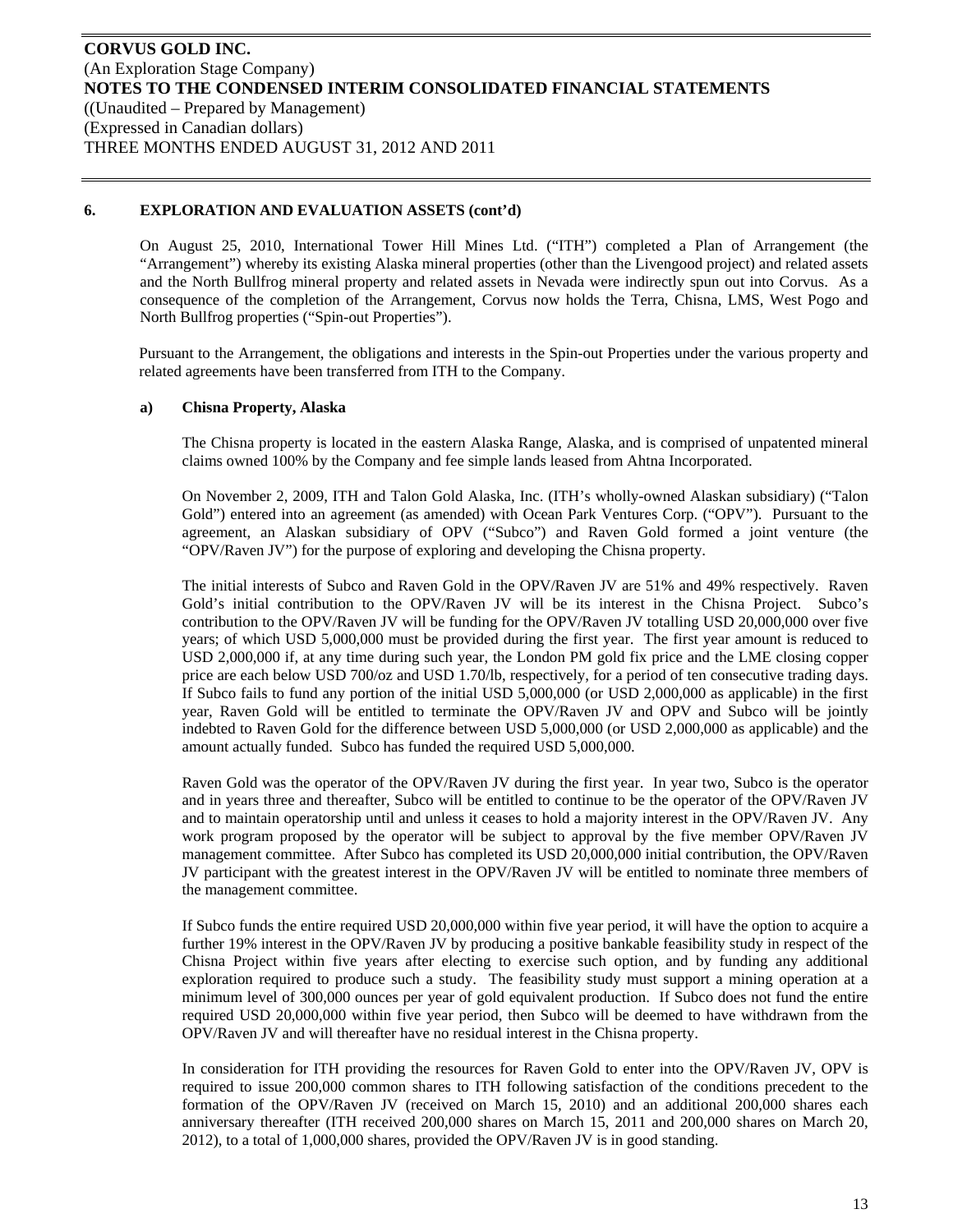## 6. EXPLORATION AND EVALUATION ASSETS (cont'd)

On August 25, 2010, International Tower Hill Mines Ltd. ("ITH") completed a Plan of Arrangement (the "Arrangement") whereby its existing Alaska mineral properties (other than the Livengood project) and related assets and the North Bullfrog mineral property and related assets in Nevada were indirectly spun out into Corvus. As a consequence of the completion of the Arrangement, Corvus now holds the Terra, Chisna, LMS, West Pogo and North Bullfrog properties ("Spin-out Properties").

Pursuant to the Arrangement, the obligations and interests in the Spin-out Properties under the various property and related agreements have been transferred from ITH to the Company.

### a) Chisna Property, Alaska

The Chisna property is located in the eastern Alaska Range, Alaska, and is comprised of unpatented mineral claims owned 100% by the Company and fee simple lands leased from Ahtna Incorporated.

On November 2, 2009, ITH and Talon Gold Alaska, Inc. (ITH's wholly-owned Alaskan subsidiary) ("Talon Gold") entered into an agreement (as amended) with Ocean Park Ventures Corp. ("OPV"). Pursuant to the agreement, an Alaskan subsidiary of OPV ("Subco") and Raven Gold formed a joint venture (the "OPV/Raven JV") for the purpose of exploring and developing the Chisna property.

The initial interests of Subco and Raven Gold in the OPV/Raven JV are 51% and 49% respectively. Raven Gold's initial contribution to the OPV/Raven JV will be its interest in the Chisna Project. Subco's contribution to the OPV/Raven JV will be funding for the OPV/Raven JV totalling USD 20,000,000 over five years; of which USD 5,000,000 must be provided during the first year. The first year amount is reduced to USD 2,000,000 if, at any time during such year, the London PM gold fix price and the LME closing copper price are each below USD 700/oz and USD 1.70/lb, respectively, for a period of ten consecutive trading days. If Subco fails to fund any portion of the initial USD 5,000,000 (or USD 2,000,000 as applicable) in the first year, Raven Gold will be entitled to terminate the OPV/Raven JV and OPV and Subco will be jointly indebted to Raven Gold for the difference between USD 5,000,000 (or USD 2,000,000 as applicable) and the amount actually funded. Subco has funded the required USD 5,000,000.

Raven Gold was the operator of the OPV/Raven JV during the first year. In year two, Subco is the operator and in years three and thereafter, Subco will be entitled to continue to be the operator of the OPV/Raven JV and to maintain operatorship until and unless it ceases to hold a majority interest in the OPV/Raven JV. Any work program proposed by the operator will be subject to approval by the five member OPV/Raven JV management committee. After Subco has completed its USD 20,000,000 initial contribution, the OPV/Raven JV participant with the greatest interest in the OPV/Raven JV will be entitled to nominate three members of the management committee.

If Subco funds the entire required USD 20,000,000 within five year period, it will have the option to acquire a further 19% interest in the OPV/Raven JV by producing a positive bankable feasibility study in respect of the Chisna Project within five years after electing to exercise such option, and by funding any additional exploration required to produce such a study. The feasibility study must support a mining operation at a minimum level of 300,000 ounces per year of gold equivalent production. If Subco does not fund the entire required USD 20,000,000 within five year period, then Subco will be deemed to have withdrawn from the OPV/Raven JV and will thereafter have no residual interest in the Chisna property.

In consideration for ITH providing the resources for Raven Gold to enter into the OPV/Raven JV, OPV is required to issue 200,000 common shares to ITH following satisfaction of the conditions precedent to the formation of the OPV/Raven JV (received on March 15, 2010) and an additional 200,000 shares each anniversary thereafter (ITH received 200,000 shares on March 15, 2011 and 200,000 shares on March 20, 2012), to a total of 1,000,000 shares, provided the OPV/Raven JV is in good standing.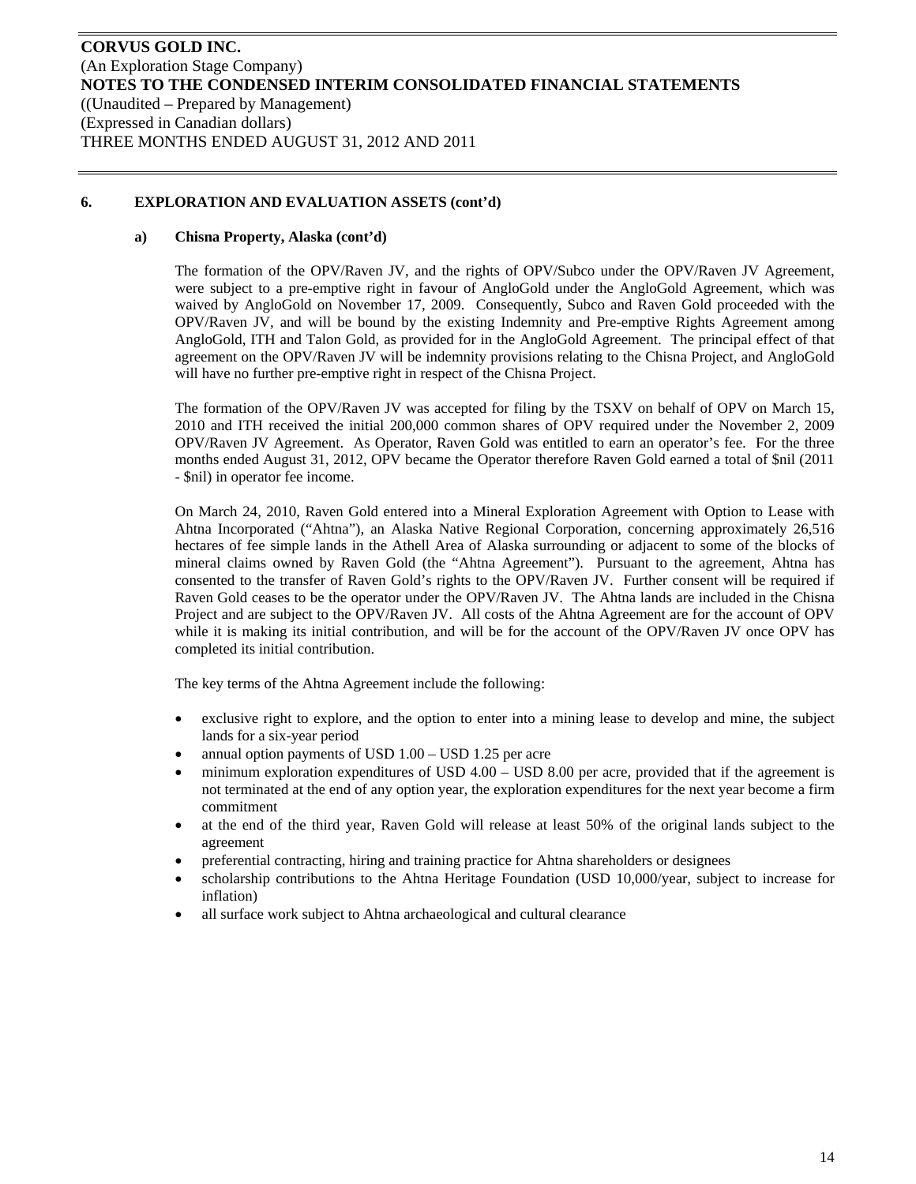**6. EXPLORATION AND EVALUATION ASSETS (cont'd)**

**a) Chisna Property, Alaska (cont'd)**

The formation of the OPV/Raven JV, and the rights of OPV/Subco under the OPV/Raven JV Agreement, were subject to a pre-emptive right in favour of AngloGold under the AngloGold Agreement, which was waived by AngloGold on November 17, 2009. Consequently, Subco and Raven Gold proceeded with the OPV/Raven JV, and will be bound by the existing Indemnity and Pre-emptive Rights Agreement among AngloGold, ITH and Talon Gold, as provided for in the AngloGold Agreement. The principal effect of that agreement on the OPV/Raven JV will be indemnity provisions relating to the Chisna Project, and AngloGold will have no further pre-emptive right in respect of the Chisna Project.

The formation of the OPV/Raven JV was accepted for filing by the TSXV on behalf of OPV on March 15, 2010 and ITH received the initial 200,000 common shares of OPV required under the November 2, 2009 OPV/Raven JV Agreement. As Operator, Raven Gold was entitled to earn an operator's fee. For the three months ended August 31, 2012, OPV became the Operator therefore Raven Gold earned a total of $nil (2011 - $nil) in operator fee income.

On March 24, 2010, Raven Gold entered into a Mineral Exploration Agreement with Option to Lease with Ahtna Incorporated ("Ahtna"), an Alaska Native Regional Corporation, concerning approximately 26,516 hectares of fee simple lands in the Athell Area of Alaska surrounding or adjacent to some of the blocks of mineral claims owned by Raven Gold (the "Ahtna Agreement"). Pursuant to the agreement, Ahtna has consented to the transfer of Raven Gold's rights to the OPV/Raven JV. Further consent will be required if Raven Gold ceases to be the operator under the OPV/Raven JV. The Ahtna lands are included in the Chisna Project and are subject to the OPV/Raven JV. All costs of the Ahtna Agreement are for the account of OPV while it is making its initial contribution, and will be for the account of the OPV/Raven JV once OPV has completed its initial contribution.

The key terms of the Ahtna Agreement include the following:

- exclusive right to explore, and the option to enter into a mining lease to develop and mine, the subject lands for a six-year period
- annual option payments of USD 1.00 – USD 1.25 per acre
- minimum exploration expenditures of USD 4.00 – USD 8.00 per acre, provided that if the agreement is not terminated at the end of any option year, the exploration expenditures for the next year become a firm commitment
- at the end of the third year, Raven Gold will release at least 50% of the original lands subject to the agreement
- preferential contracting, hiring and training practice for Ahtna shareholders or designees
- scholarship contributions to the Ahtna Heritage Foundation (USD 10,000/year, subject to increase for inflation)
- all surface work subject to Ahtna archaeological and cultural clearance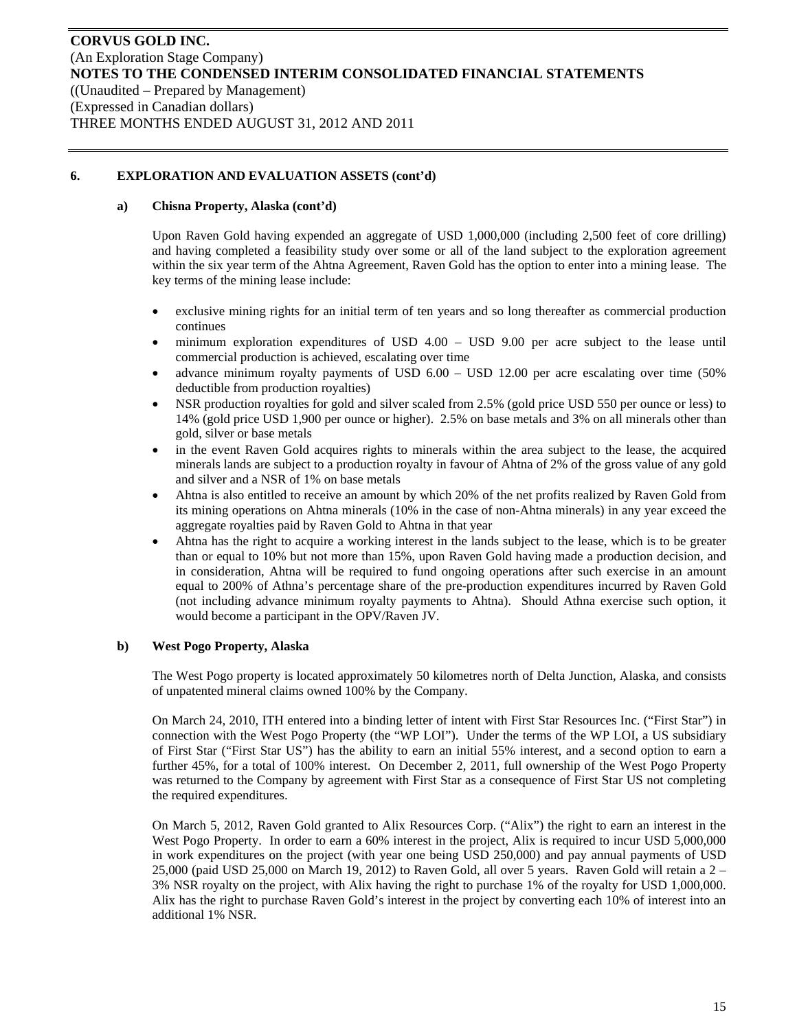### 6. EXPLORATION AND EVALUATION ASSETS (cont'd)

#### a) Chisna Property, Alaska (cont'd)

Upon Raven Gold having expended an aggregate of USD 1,000,000 (including 2,500 feet of core drilling) and having completed a feasibility study over some or all of the land subject to the exploration agreement within the six year term of the Ahtna Agreement, Raven Gold has the option to enter into a mining lease. The key terms of the mining lease include:

- exclusive mining rights for an initial term of ten years and so long thereafter as commercial production continues
- minimum exploration expenditures of USD 4.00 – USD 9.00 per acre subject to the lease until commercial production is achieved, escalating over time
- advance minimum royalty payments of USD 6.00 – USD 12.00 per acre escalating over time (50% deductible from production royalties)
- NSR production royalties for gold and silver scaled from 2.5% (gold price USD 550 per ounce or less) to 14% (gold price USD 1,900 per ounce or higher). 2.5% on base metals and 3% on all minerals other than gold, silver or base metals
- in the event Raven Gold acquires rights to minerals within the area subject to the lease, the acquired minerals lands are subject to a production royalty in favour of Ahtna of 2% of the gross value of any gold and silver and a NSR of 1% on base metals
- Ahtna is also entitled to receive an amount by which 20% of the net profits realized by Raven Gold from its mining operations on Ahtna minerals (10% in the case of non-Ahtna minerals) in any year exceed the aggregate royalties paid by Raven Gold to Ahtna in that year
- Ahtna has the right to acquire a working interest in the lands subject to the lease, which is to be greater than or equal to 10% but not more than 15%, upon Raven Gold having made a production decision, and in consideration, Ahtna will be required to fund ongoing operations after such exercise in an amount equal to 200% of Athna's percentage share of the pre-production expenditures incurred by Raven Gold (not including advance minimum royalty payments to Ahtna). Should Athna exercise such option, it would become a participant in the OPV/Raven JV.

#### b) West Pogo Property, Alaska

The West Pogo property is located approximately 50 kilometres north of Delta Junction, Alaska, and consists of unpatented mineral claims owned 100% by the Company.

On March 24, 2010, ITH entered into a binding letter of intent with First Star Resources Inc. ("First Star") in connection with the West Pogo Property (the "WP LOI"). Under the terms of the WP LOI, a US subsidiary of First Star ("First Star US") has the ability to earn an initial 55% interest, and a second option to earn a further 45%, for a total of 100% interest. On December 2, 2011, full ownership of the West Pogo Property was returned to the Company by agreement with First Star as a consequence of First Star US not completing the required expenditures.

On March 5, 2012, Raven Gold granted to Alix Resources Corp. ("Alix") the right to earn an interest in the West Pogo Property. In order to earn a 60% interest in the project, Alix is required to incur USD 5,000,000 in work expenditures on the project (with year one being USD 250,000) and pay annual payments of USD 25,000 (paid USD 25,000 on March 19, 2012) to Raven Gold, all over 5 years. Raven Gold will retain a 2 – 3% NSR royalty on the project, with Alix having the right to purchase 1% of the royalty for USD 1,000,000. Alix has the right to purchase Raven Gold's interest in the project by converting each 10% of interest into an additional 1% NSR.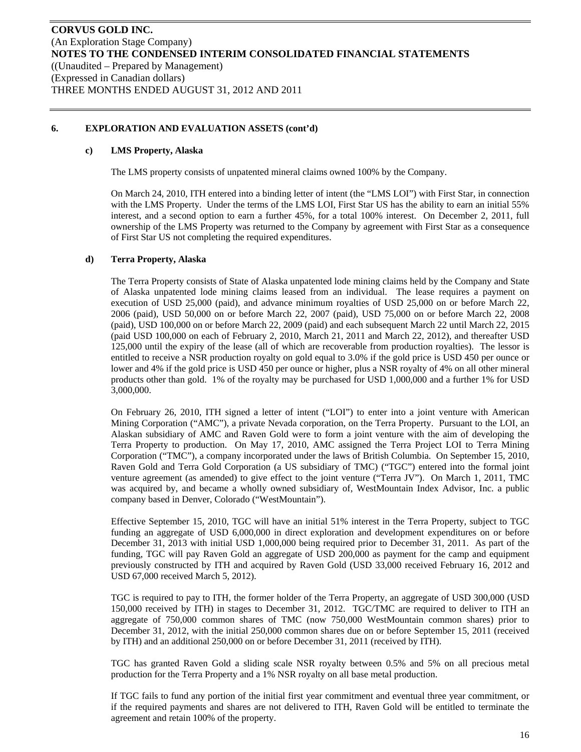## 6. EXPLORATION AND EVALUATION ASSETS (cont'd)

### c) LMS Property, Alaska

The LMS property consists of unpatented mineral claims owned 100% by the Company.

On March 24, 2010, ITH entered into a binding letter of intent (the "LMS LOI") with First Star, in connection with the LMS Property. Under the terms of the LMS LOI, First Star US has the ability to earn an initial 55% interest, and a second option to earn a further 45%, for a total 100% interest. On December 2, 2011, full ownership of the LMS Property was returned to the Company by agreement with First Star as a consequence of First Star US not completing the required expenditures.

### d) Terra Property, Alaska

The Terra Property consists of State of Alaska unpatented lode mining claims held by the Company and State of Alaska unpatented lode mining claims leased from an individual. The lease requires a payment on execution of USD 25,000 (paid), and advance minimum royalties of USD 25,000 on or before March 22, 2006 (paid), USD 50,000 on or before March 22, 2007 (paid), USD 75,000 on or before March 22, 2008 (paid), USD 100,000 on or before March 22, 2009 (paid) and each subsequent March 22 until March 22, 2015 (paid USD 100,000 on each of February 2, 2010, March 21, 2011 and March 22, 2012), and thereafter USD 125,000 until the expiry of the lease (all of which are recoverable from production royalties). The lessor is entitled to receive a NSR production royalty on gold equal to 3.0% if the gold price is USD 450 per ounce or lower and 4% if the gold price is USD 450 per ounce or higher, plus a NSR royalty of 4% on all other mineral products other than gold. 1% of the royalty may be purchased for USD 1,000,000 and a further 1% for USD 3,000,000.

On February 26, 2010, ITH signed a letter of intent ("LOI") to enter into a joint venture with American Mining Corporation ("AMC"), a private Nevada corporation, on the Terra Property. Pursuant to the LOI, an Alaskan subsidiary of AMC and Raven Gold were to form a joint venture with the aim of developing the Terra Property to production. On May 17, 2010, AMC assigned the Terra Project LOI to Terra Mining Corporation ("TMC"), a company incorporated under the laws of British Columbia. On September 15, 2010, Raven Gold and Terra Gold Corporation (a US subsidiary of TMC) ("TGC") entered into the formal joint venture agreement (as amended) to give effect to the joint venture ("Terra JV"). On March 1, 2011, TMC was acquired by, and became a wholly owned subsidiary of, WestMountain Index Advisor, Inc. a public company based in Denver, Colorado ("WestMountain").

Effective September 15, 2010, TGC will have an initial 51% interest in the Terra Property, subject to TGC funding an aggregate of USD 6,000,000 in direct exploration and development expenditures on or before December 31, 2013 with initial USD 1,000,000 being required prior to December 31, 2011. As part of the funding, TGC will pay Raven Gold an aggregate of USD 200,000 as payment for the camp and equipment previously constructed by ITH and acquired by Raven Gold (USD 33,000 received February 16, 2012 and USD 67,000 received March 5, 2012).

TGC is required to pay to ITH, the former holder of the Terra Property, an aggregate of USD 300,000 (USD 150,000 received by ITH) in stages to December 31, 2012. TGC/TMC are required to deliver to ITH an aggregate of 750,000 common shares of TMC (now 750,000 WestMountain common shares) prior to December 31, 2012, with the initial 250,000 common shares due on or before September 15, 2011 (received by ITH) and an additional 250,000 on or before December 31, 2011 (received by ITH).

TGC has granted Raven Gold a sliding scale NSR royalty between 0.5% and 5% on all precious metal production for the Terra Property and a 1% NSR royalty on all base metal production.

If TGC fails to fund any portion of the initial first year commitment and eventual three year commitment, or if the required payments and shares are not delivered to ITH, Raven Gold will be entitled to terminate the agreement and retain 100% of the property.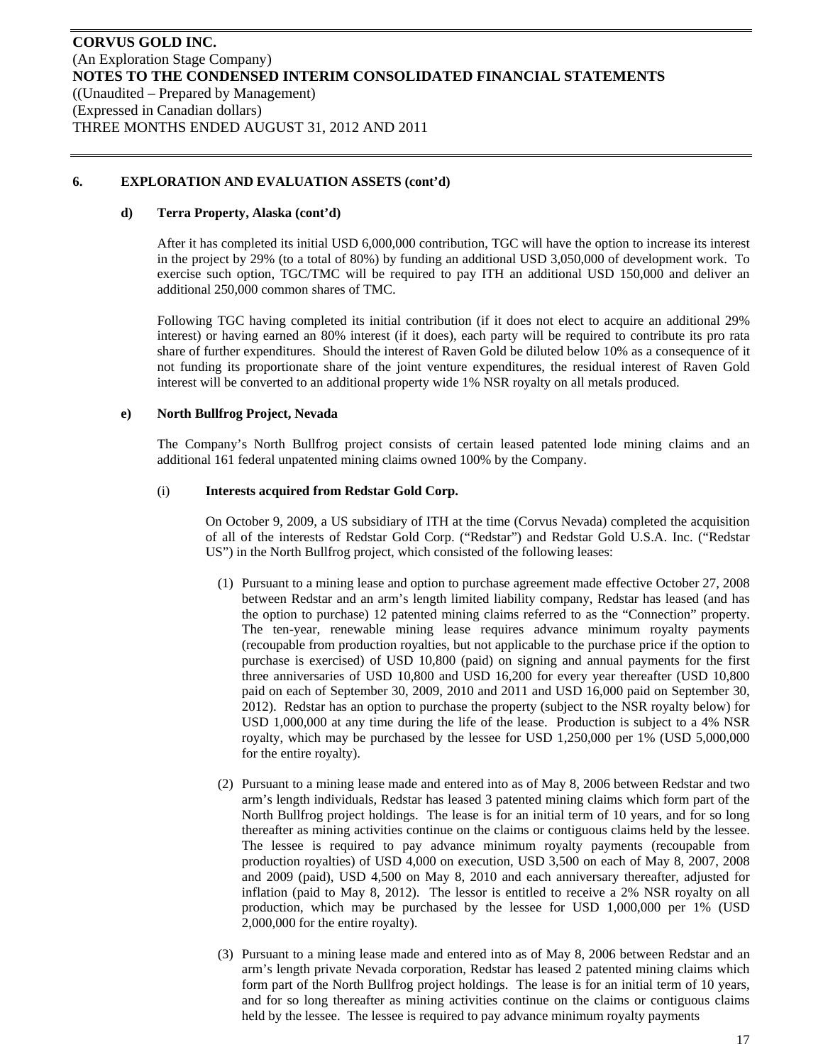**6. EXPLORATION AND EVALUATION ASSETS (cont'd)**

**d) Terra Property, Alaska (cont'd)**

After it has completed its initial USD 6,000,000 contribution, TGC will have the option to increase its interest in the project by 29% (to a total of 80%) by funding an additional USD 3,050,000 of development work. To exercise such option, TGC/TMC will be required to pay ITH an additional USD 150,000 and deliver an additional 250,000 common shares of TMC.

Following TGC having completed its initial contribution (if it does not elect to acquire an additional 29% interest) or having earned an 80% interest (if it does), each party will be required to contribute its pro rata share of further expenditures. Should the interest of Raven Gold be diluted below 10% as a consequence of it not funding its proportionate share of the joint venture expenditures, the residual interest of Raven Gold interest will be converted to an additional property wide 1% NSR royalty on all metals produced.

**e) North Bullfrog Project, Nevada**

The Company's North Bullfrog project consists of certain leased patented lode mining claims and an additional 161 federal unpatented mining claims owned 100% by the Company.

(i) **Interests acquired from Redstar Gold Corp.**

On October 9, 2009, a US subsidiary of ITH at the time (Corvus Nevada) completed the acquisition of all of the interests of Redstar Gold Corp. ("Redstar") and Redstar Gold U.S.A. Inc. ("Redstar US") in the North Bullfrog project, which consisted of the following leases:

(1) Pursuant to a mining lease and option to purchase agreement made effective October 27, 2008 between Redstar and an arm's length limited liability company, Redstar has leased (and has the option to purchase) 12 patented mining claims referred to as the "Connection" property. The ten-year, renewable mining lease requires advance minimum royalty payments (recoupable from production royalties, but not applicable to the purchase price if the option to purchase is exercised) of USD 10,800 (paid) on signing and annual payments for the first three anniversaries of USD 10,800 and USD 16,200 for every year thereafter (USD 10,800 paid on each of September 30, 2009, 2010 and 2011 and USD 16,000 paid on September 30, 2012). Redstar has an option to purchase the property (subject to the NSR royalty below) for USD 1,000,000 at any time during the life of the lease. Production is subject to a 4% NSR royalty, which may be purchased by the lessee for USD 1,250,000 per 1% (USD 5,000,000 for the entire royalty).

(2) Pursuant to a mining lease made and entered into as of May 8, 2006 between Redstar and two arm's length individuals, Redstar has leased 3 patented mining claims which form part of the North Bullfrog project holdings. The lease is for an initial term of 10 years, and for so long thereafter as mining activities continue on the claims or contiguous claims held by the lessee. The lessee is required to pay advance minimum royalty payments (recoupable from production royalties) of USD 4,000 on execution, USD 3,500 on each of May 8, 2007, 2008 and 2009 (paid), USD 4,500 on May 8, 2010 and each anniversary thereafter, adjusted for inflation (paid to May 8, 2012). The lessor is entitled to receive a 2% NSR royalty on all production, which may be purchased by the lessee for USD 1,000,000 per 1% (USD 2,000,000 for the entire royalty).

(3) Pursuant to a mining lease made and entered into as of May 8, 2006 between Redstar and an arm's length private Nevada corporation, Redstar has leased 2 patented mining claims which form part of the North Bullfrog project holdings. The lease is for an initial term of 10 years, and for so long thereafter as mining activities continue on the claims or contiguous claims held by the lessee. The lessee is required to pay advance minimum royalty payments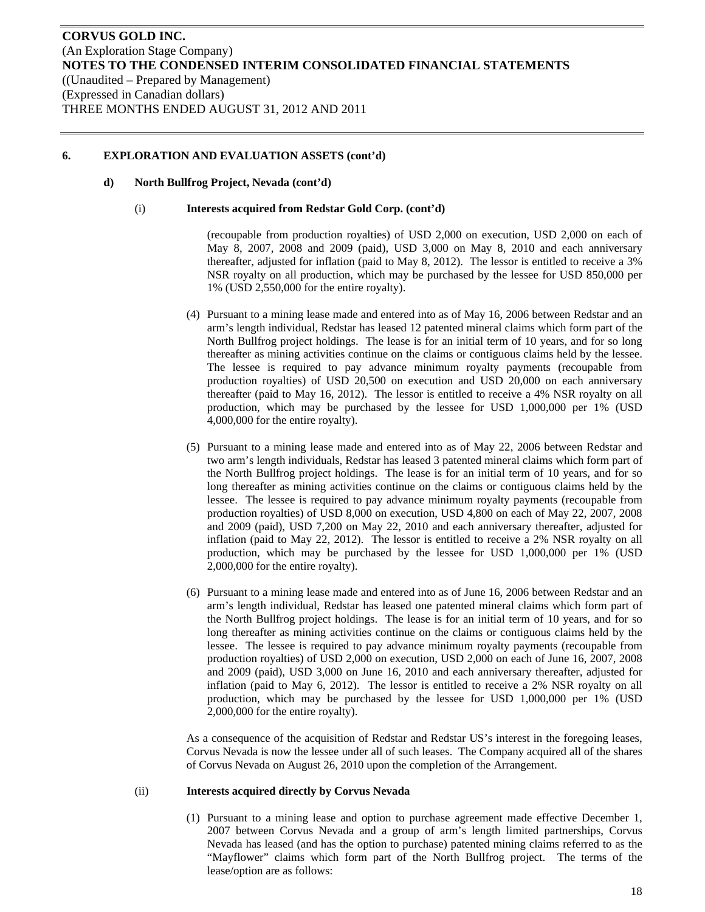## 6. EXPLORATION AND EVALUATION ASSETS (cont'd)

### d) North Bullfrog Project, Nevada (cont'd)

#### (i) Interests acquired from Redstar Gold Corp. (cont'd)

(recoupable from production royalties) of USD 2,000 on execution, USD 2,000 on each of May 8, 2007, 2008 and 2009 (paid), USD 3,000 on May 8, 2010 and each anniversary thereafter, adjusted for inflation (paid to May 8, 2012). The lessor is entitled to receive a 3% NSR royalty on all production, which may be purchased by the lessee for USD 850,000 per 1% (USD 2,550,000 for the entire royalty).

(4) Pursuant to a mining lease made and entered into as of May 16, 2006 between Redstar and an arm's length individual, Redstar has leased 12 patented mineral claims which form part of the North Bullfrog project holdings. The lease is for an initial term of 10 years, and for so long thereafter as mining activities continue on the claims or contiguous claims held by the lessee. The lessee is required to pay advance minimum royalty payments (recoupable from production royalties) of USD 20,500 on execution and USD 20,000 on each anniversary thereafter (paid to May 16, 2012). The lessor is entitled to receive a 4% NSR royalty on all production, which may be purchased by the lessee for USD 1,000,000 per 1% (USD 4,000,000 for the entire royalty).

(5) Pursuant to a mining lease made and entered into as of May 22, 2006 between Redstar and two arm's length individuals, Redstar has leased 3 patented mineral claims which form part of the North Bullfrog project holdings. The lease is for an initial term of 10 years, and for so long thereafter as mining activities continue on the claims or contiguous claims held by the lessee. The lessee is required to pay advance minimum royalty payments (recoupable from production royalties) of USD 8,000 on execution, USD 4,800 on each of May 22, 2007, 2008 and 2009 (paid), USD 7,200 on May 22, 2010 and each anniversary thereafter, adjusted for inflation (paid to May 22, 2012). The lessor is entitled to receive a 2% NSR royalty on all production, which may be purchased by the lessee for USD 1,000,000 per 1% (USD 2,000,000 for the entire royalty).

(6) Pursuant to a mining lease made and entered into as of June 16, 2006 between Redstar and an arm's length individual, Redstar has leased one patented mineral claims which form part of the North Bullfrog project holdings. The lease is for an initial term of 10 years, and for so long thereafter as mining activities continue on the claims or contiguous claims held by the lessee. The lessee is required to pay advance minimum royalty payments (recoupable from production royalties) of USD 2,000 on execution, USD 2,000 on each of June 16, 2007, 2008 and 2009 (paid), USD 3,000 on June 16, 2010 and each anniversary thereafter, adjusted for inflation (paid to May 6, 2012). The lessor is entitled to receive a 2% NSR royalty on all production, which may be purchased by the lessee for USD 1,000,000 per 1% (USD 2,000,000 for the entire royalty).

As a consequence of the acquisition of Redstar and Redstar US's interest in the foregoing leases, Corvus Nevada is now the lessee under all of such leases. The Company acquired all of the shares of Corvus Nevada on August 26, 2010 upon the completion of the Arrangement.

#### (ii) Interests acquired directly by Corvus Nevada

(1) Pursuant to a mining lease and option to purchase agreement made effective December 1, 2007 between Corvus Nevada and a group of arm's length limited partnerships, Corvus Nevada has leased (and has the option to purchase) patented mining claims referred to as the "Mayflower" claims which form part of the North Bullfrog project. The terms of the lease/option are as follows: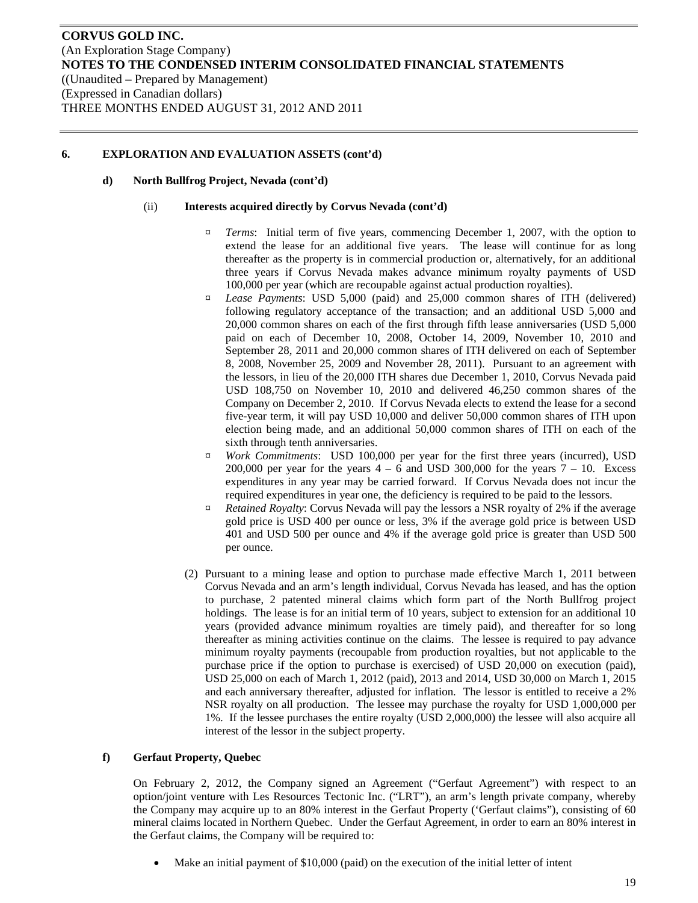## 6. EXPLORATION AND EVALUATION ASSETS (cont'd)

### d) North Bullfrog Project, Nevada (cont'd)

#### (ii) Interests acquired directly by Corvus Nevada (cont'd)

- *Terms*: Initial term of five years, commencing December 1, 2007, with the option to extend the lease for an additional five years. The lease will continue for as long thereafter as the property is in commercial production or, alternatively, for an additional three years if Corvus Nevada makes advance minimum royalty payments of USD 100,000 per year (which are recoupable against actual production royalties).
- *Lease Payments*: USD 5,000 (paid) and 25,000 common shares of ITH (delivered) following regulatory acceptance of the transaction; and an additional USD 5,000 and 20,000 common shares on each of the first through fifth lease anniversaries (USD 5,000 paid on each of December 10, 2008, October 14, 2009, November 10, 2010 and September 28, 2011 and 20,000 common shares of ITH delivered on each of September 8, 2008, November 25, 2009 and November 28, 2011). Pursuant to an agreement with the lessors, in lieu of the 20,000 ITH shares due December 1, 2010, Corvus Nevada paid USD 108,750 on November 10, 2010 and delivered 46,250 common shares of the Company on December 2, 2010. If Corvus Nevada elects to extend the lease for a second five-year term, it will pay USD 10,000 and deliver 50,000 common shares of ITH upon election being made, and an additional 50,000 common shares of ITH on each of the sixth through tenth anniversaries.
- *Work Commitments*: USD 100,000 per year for the first three years (incurred), USD 200,000 per year for the years 4 – 6 and USD 300,000 for the years 7 – 10. Excess expenditures in any year may be carried forward. If Corvus Nevada does not incur the required expenditures in year one, the deficiency is required to be paid to the lessors.
- *Retained Royalty*: Corvus Nevada will pay the lessors a NSR royalty of 2% if the average gold price is USD 400 per ounce or less, 3% if the average gold price is between USD 401 and USD 500 per ounce and 4% if the average gold price is greater than USD 500 per ounce.

(2) Pursuant to a mining lease and option to purchase made effective March 1, 2011 between Corvus Nevada and an arm's length individual, Corvus Nevada has leased, and has the option to purchase, 2 patented mineral claims which form part of the North Bullfrog project holdings. The lease is for an initial term of 10 years, subject to extension for an additional 10 years (provided advance minimum royalties are timely paid), and thereafter for so long thereafter as mining activities continue on the claims. The lessee is required to pay advance minimum royalty payments (recoupable from production royalties, but not applicable to the purchase price if the option to purchase is exercised) of USD 20,000 on execution (paid), USD 25,000 on each of March 1, 2012 (paid), 2013 and 2014, USD 30,000 on March 1, 2015 and each anniversary thereafter, adjusted for inflation. The lessor is entitled to receive a 2% NSR royalty on all production. The lessee may purchase the royalty for USD 1,000,000 per 1%. If the lessee purchases the entire royalty (USD 2,000,000) the lessee will also acquire all interest of the lessor in the subject property.

### f) Gerfaut Property, Quebec

On February 2, 2012, the Company signed an Agreement ("Gerfaut Agreement") with respect to an option/joint venture with Les Resources Tectonic Inc. ("LRT"), an arm's length private company, whereby the Company may acquire up to an 80% interest in the Gerfaut Property ('Gerfaut claims"), consisting of 60 mineral claims located in Northern Quebec. Under the Gerfaut Agreement, in order to earn an 80% interest in the Gerfaut claims, the Company will be required to:

- Make an initial payment of $10,000 (paid) on the execution of the initial letter of intent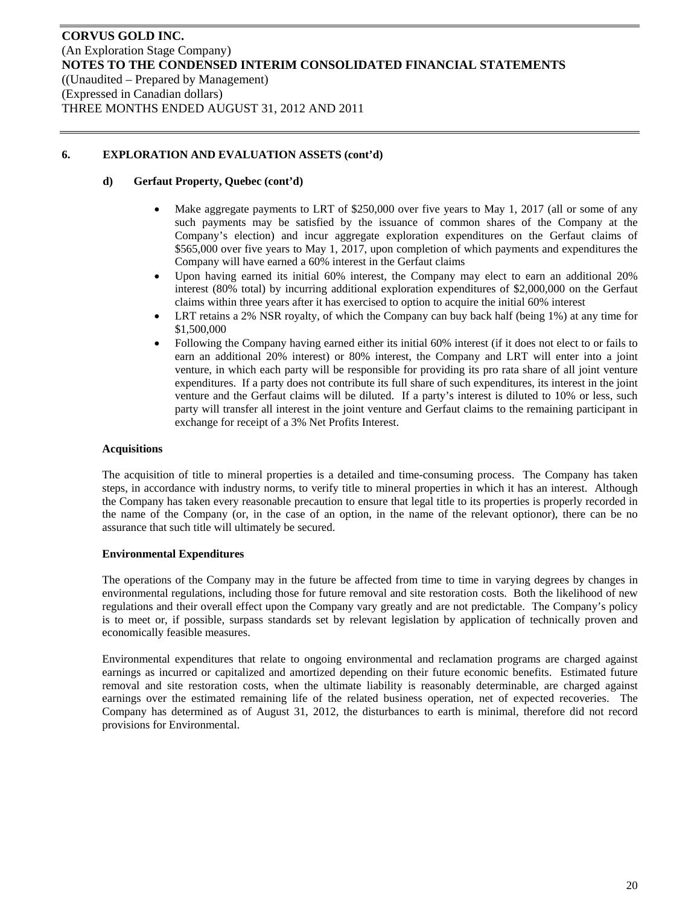## 6. EXPLORATION AND EVALUATION ASSETS (cont'd)

### d) Gerfaut Property, Quebec (cont'd)

- Make aggregate payments to LRT of \$250,000 over five years to May 1, 2017 (all or some of any such payments may be satisfied by the issuance of common shares of the Company at the Company's election) and incur aggregate exploration expenditures on the Gerfaut claims of \$565,000 over five years to May 1, 2017, upon completion of which payments and expenditures the Company will have earned a 60% interest in the Gerfaut claims
- Upon having earned its initial 60% interest, the Company may elect to earn an additional 20% interest (80% total) by incurring additional exploration expenditures of \$2,000,000 on the Gerfaut claims within three years after it has exercised to option to acquire the initial 60% interest
- LRT retains a 2% NSR royalty, of which the Company can buy back half (being 1%) at any time for \$1,500,000
- Following the Company having earned either its initial 60% interest (if it does not elect to or fails to earn an additional 20% interest) or 80% interest, the Company and LRT will enter into a joint venture, in which each party will be responsible for providing its pro rata share of all joint venture expenditures. If a party does not contribute its full share of such expenditures, its interest in the joint venture and the Gerfaut claims will be diluted. If a party's interest is diluted to 10% or less, such party will transfer all interest in the joint venture and Gerfaut claims to the remaining participant in exchange for receipt of a 3% Net Profits Interest.

**Acquisitions**

The acquisition of title to mineral properties is a detailed and time-consuming process. The Company has taken steps, in accordance with industry norms, to verify title to mineral properties in which it has an interest. Although the Company has taken every reasonable precaution to ensure that legal title to its properties is properly recorded in the name of the Company (or, in the case of an option, in the name of the relevant optionor), there can be no assurance that such title will ultimately be secured.

**Environmental Expenditures**

The operations of the Company may in the future be affected from time to time in varying degrees by changes in environmental regulations, including those for future removal and site restoration costs. Both the likelihood of new regulations and their overall effect upon the Company vary greatly and are not predictable. The Company's policy is to meet or, if possible, surpass standards set by relevant legislation by application of technically proven and economically feasible measures.

Environmental expenditures that relate to ongoing environmental and reclamation programs are charged against earnings as incurred or capitalized and amortized depending on their future economic benefits. Estimated future removal and site restoration costs, when the ultimate liability is reasonably determinable, are charged against earnings over the estimated remaining life of the related business operation, net of expected recoveries. The Company has determined as of August 31, 2012, the disturbances to earth is minimal, therefore did not record provisions for Environmental.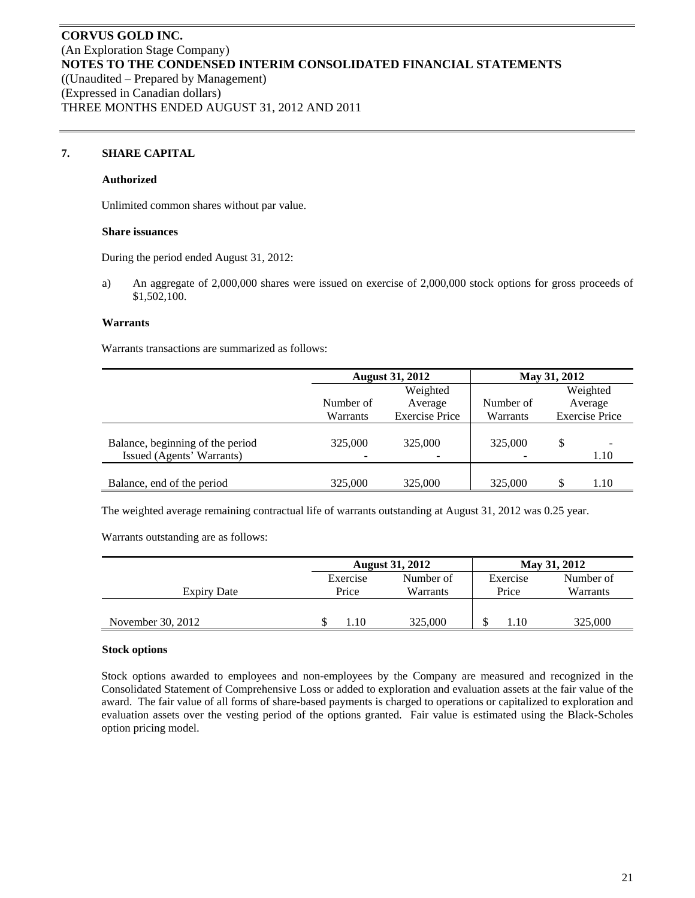**CORVUS GOLD INC.**
(An Exploration Stage Company)
**NOTES TO THE CONDENSED INTERIM CONSOLIDATED FINANCIAL STATEMENTS**
((Unaudited – Prepared by Management)
(Expressed in Canadian dollars)
THREE MONTHS ENDED AUGUST 31, 2012 AND 2011

## 7. SHARE CAPITAL

### Authorized

Unlimited common shares without par value.

### Share issuances

During the period ended August 31, 2012:

a) An aggregate of 2,000,000 shares were issued on exercise of 2,000,000 stock options for gross proceeds of $1,502,100.

### Warrants

Warrants transactions are summarized as follows:

| | August 31, 2012 | | May 31, 2012 | |
|---|---|---|---|---|
| | Number of Warrants | Weighted Average Exercise Price | Number of Warrants | Weighted Average Exercise Price |
| Balance, beginning of the period | 325,000 | 325,000 | 325,000 | $ - |
| Issued (Agents' Warrants) | - | - | - | 1.10 |
| Balance, end of the period | 325,000 | 325,000 | 325,000 | $ 1.10 |

The weighted average remaining contractual life of warrants outstanding at August 31, 2012 was 0.25 year.

Warrants outstanding are as follows:

| | August 31, 2012 | | May 31, 2012 | |
|---|---|---|---|---|
| Expiry Date | Exercise Price | Number of Warrants | Exercise Price | Number of Warrants |
| November 30, 2012 | $ 1.10 | 325,000 | $ 1.10 | 325,000 |

### Stock options

Stock options awarded to employees and non-employees by the Company are measured and recognized in the Consolidated Statement of Comprehensive Loss or added to exploration and evaluation assets at the fair value of the award. The fair value of all forms of share-based payments is charged to operations or capitalized to exploration and evaluation assets over the vesting period of the options granted. Fair value is estimated using the Black-Scholes option pricing model.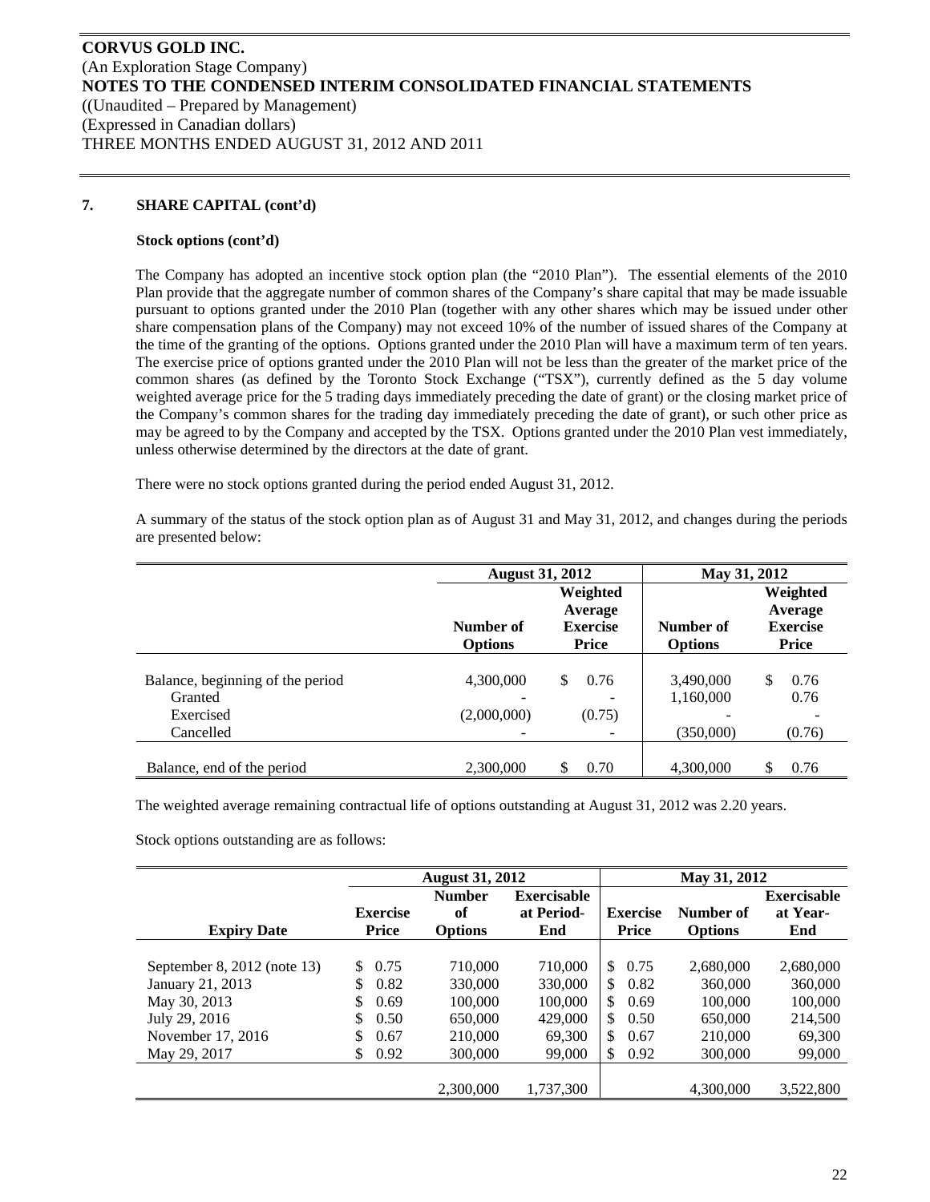# CORVUS GOLD INC.

(An Exploration Stage Company)

**NOTES TO THE CONDENSED INTERIM CONSOLIDATED FINANCIAL STATEMENTS**

((Unaudited – Prepared by Management)

(Expressed in Canadian dollars)

THREE MONTHS ENDED AUGUST 31, 2012 AND 2011

## 7. SHARE CAPITAL (cont'd)

### Stock options (cont'd)

The Company has adopted an incentive stock option plan (the "2010 Plan"). The essential elements of the 2010 Plan provide that the aggregate number of common shares of the Company's share capital that may be made issuable pursuant to options granted under the 2010 Plan (together with any other shares which may be issued under other share compensation plans of the Company) may not exceed 10% of the number of issued shares of the Company at the time of the granting of the options. Options granted under the 2010 Plan will have a maximum term of ten years. The exercise price of options granted under the 2010 Plan will not be less than the greater of the market price of the common shares (as defined by the Toronto Stock Exchange ("TSX"), currently defined as the 5 day volume weighted average price for the 5 trading days immediately preceding the date of grant) or the closing market price of the Company's common shares for the trading day immediately preceding the date of grant), or such other price as may be agreed to by the Company and accepted by the TSX. Options granted under the 2010 Plan vest immediately, unless otherwise determined by the directors at the date of grant.

There were no stock options granted during the period ended August 31, 2012.

A summary of the status of the stock option plan as of August 31 and May 31, 2012, and changes during the periods are presented below:

| | August 31, 2012 | | May 31, 2012 | |
|---|---|---|---|---|
| | Number of Options | Weighted Average Exercise Price | Number of Options | Weighted Average Exercise Price |
| Balance, beginning of the period | 4,300,000 | $ 0.76 | 3,490,000 | $ 0.76 |
| Granted | - | - | 1,160,000 | 0.76 |
| Exercised | (2,000,000) | (0.75) | - | - |
| Cancelled | - | - | (350,000) | (0.76) |
| Balance, end of the period | 2,300,000 | $ 0.70 | 4,300,000 | $ 0.76 |

The weighted average remaining contractual life of options outstanding at August 31, 2012 was 2.20 years.

Stock options outstanding are as follows:

| | August 31, 2012 | | | May 31, 2012 | | |
|---|---|---|---|---|---|---|
| Expiry Date | Exercise Price | Number of Options | Exercisable at Period-End | Exercise Price | Number of Options | Exercisable at Year-End |
| September 8, 2012 (note 13) | $ 0.75 | 710,000 | 710,000 | $ 0.75 | 2,680,000 | 2,680,000 |
| January 21, 2013 | $ 0.82 | 330,000 | 330,000 | $ 0.82 | 360,000 | 360,000 |
| May 30, 2013 | $ 0.69 | 100,000 | 100,000 | $ 0.69 | 100,000 | 100,000 |
| July 29, 2016 | $ 0.50 | 650,000 | 429,000 | $ 0.50 | 650,000 | 214,500 |
| November 17, 2016 | $ 0.67 | 210,000 | 69,300 | $ 0.67 | 210,000 | 69,300 |
| May 29, 2017 | $ 0.92 | 300,000 | 99,000 | $ 0.92 | 300,000 | 99,000 |
| | | 2,300,000 | 1,737,300 | | 4,300,000 | 3,522,800 |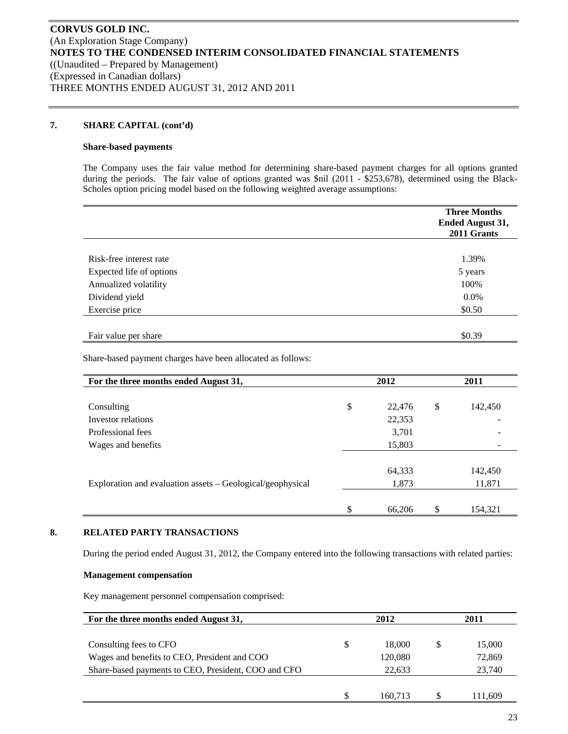## 7. SHARE CAPITAL (cont'd)

### Share-based payments

The Company uses the fair value method for determining share-based payment charges for all options granted during the periods. The fair value of options granted was $nil (2011 - $253,678), determined using the Black-Scholes option pricing model based on the following weighted average assumptions:

| | Three Months Ended August 31, 2011 Grants |
|---|---|
| Risk-free interest rate | 1.39% |
| Expected life of options | 5 years |
| Annualized volatility | 100% |
| Dividend yield | 0.0% |
| Exercise price | $0.50 |
| Fair value per share | $0.39 |

Share-based payment charges have been allocated as follows:

| For the three months ended August 31, | 2012 | 2011 |
|---|---|---|
| Consulting | $ 22,476 | $ 142,450 |
| Investor relations | 22,353 | - |
| Professional fees | 3,701 | - |
| Wages and benefits | 15,803 | - |
| | 64,333 | 142,450 |
| Exploration and evaluation assets – Geological/geophysical | 1,873 | 11,871 |
| | $ 66,206 | $ 154,321 |

## 8. RELATED PARTY TRANSACTIONS

During the period ended August 31, 2012, the Company entered into the following transactions with related parties:

### Management compensation

Key management personnel compensation comprised:

| For the three months ended August 31, | 2012 | 2011 |
|---|---|---|
| Consulting fees to CFO | $ 18,000 | $ 15,000 |
| Wages and benefits to CEO, President and COO | 120,080 | 72,869 |
| Share-based payments to CEO, President, COO and CFO | 22,633 | 23,740 |
| | $ 160,713 | $ 111,609 |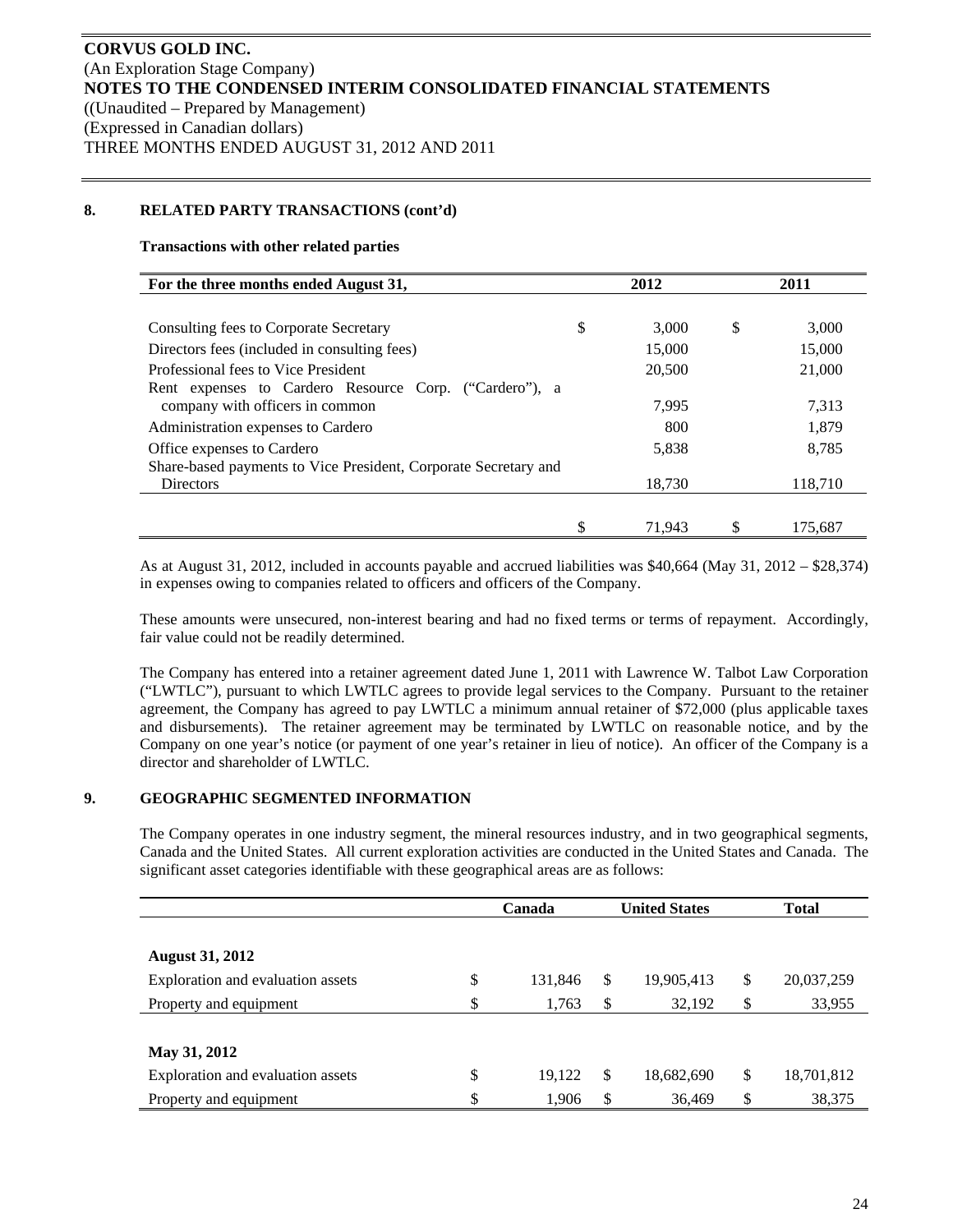## 8. RELATED PARTY TRANSACTIONS (cont'd)

**Transactions with other related parties**

| For the three months ended August 31, | 2012 | 2011 |
|---|---|---|
| Consulting fees to Corporate Secretary | $ 3,000 | $ 3,000 |
| Directors fees (included in consulting fees) | 15,000 | 15,000 |
| Professional fees to Vice President | 20,500 | 21,000 |
| Rent expenses to Cardero Resource Corp. ("Cardero"), a company with officers in common | 7,995 | 7,313 |
| Administration expenses to Cardero | 800 | 1,879 |
| Office expenses to Cardero | 5,838 | 8,785 |
| Share-based payments to Vice President, Corporate Secretary and Directors | 18,730 | 118,710 |
| | $ 71,943 | $ 175,687 |

As at August 31, 2012, included in accounts payable and accrued liabilities was $40,664 (May 31, 2012 – $28,374) in expenses owing to companies related to officers and officers of the Company.

These amounts were unsecured, non-interest bearing and had no fixed terms or terms of repayment. Accordingly, fair value could not be readily determined.

The Company has entered into a retainer agreement dated June 1, 2011 with Lawrence W. Talbot Law Corporation ("LWTLC"), pursuant to which LWTLC agrees to provide legal services to the Company. Pursuant to the retainer agreement, the Company has agreed to pay LWTLC a minimum annual retainer of $72,000 (plus applicable taxes and disbursements). The retainer agreement may be terminated by LWTLC on reasonable notice, and by the Company on one year's notice (or payment of one year's retainer in lieu of notice). An officer of the Company is a director and shareholder of LWTLC.

## 9. GEOGRAPHIC SEGMENTED INFORMATION

The Company operates in one industry segment, the mineral resources industry, and in two geographical segments, Canada and the United States. All current exploration activities are conducted in the United States and Canada. The significant asset categories identifiable with these geographical areas are as follows:

| | Canada | United States | Total |
|---|---|---|---|
| **August 31, 2012** | | | |
| Exploration and evaluation assets | $ 131,846 | $ 19,905,413 | $ 20,037,259 |
| Property and equipment | $ 1,763 | $ 32,192 | $ 33,955 |
| **May 31, 2012** | | | |
| Exploration and evaluation assets | $ 19,122 | $ 18,682,690 | $ 18,701,812 |
| Property and equipment | $ 1,906 | $ 36,469 | $ 38,375 |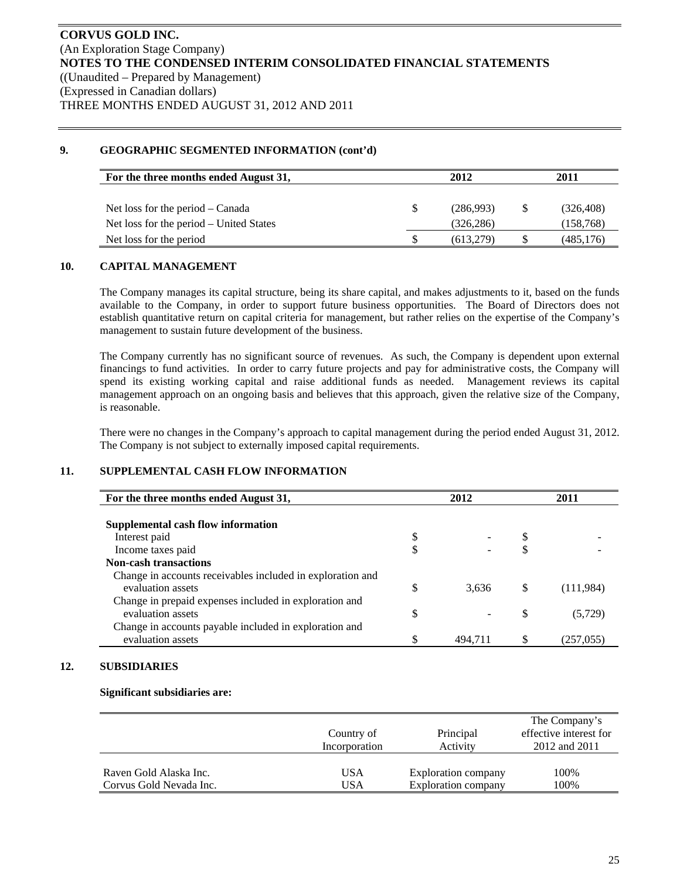**CORVUS GOLD INC.**
(An Exploration Stage Company)
**NOTES TO THE CONDENSED INTERIM CONSOLIDATED FINANCIAL STATEMENTS**
((Unaudited – Prepared by Management)
(Expressed in Canadian dollars)
THREE MONTHS ENDED AUGUST 31, 2012 AND 2011

## 9. GEOGRAPHIC SEGMENTED INFORMATION (cont'd)

| For the three months ended August 31, | | 2012 | | 2011 |
|---|---|---|---|---|
| Net loss for the period – Canada | $ | (286,993) | $ | (326,408) |
| Net loss for the period – United States | | (326,286) | | (158,768) |
| Net loss for the period | $ | (613,279) | $ | (485,176) |

## 10. CAPITAL MANAGEMENT

The Company manages its capital structure, being its share capital, and makes adjustments to it, based on the funds available to the Company, in order to support future business opportunities. The Board of Directors does not establish quantitative return on capital criteria for management, but rather relies on the expertise of the Company's management to sustain future development of the business.

The Company currently has no significant source of revenues. As such, the Company is dependent upon external financings to fund activities. In order to carry future projects and pay for administrative costs, the Company will spend its existing working capital and raise additional funds as needed. Management reviews its capital management approach on an ongoing basis and believes that this approach, given the relative size of the Company, is reasonable.

There were no changes in the Company's approach to capital management during the period ended August 31, 2012. The Company is not subject to externally imposed capital requirements.

## 11. SUPPLEMENTAL CASH FLOW INFORMATION

| For the three months ended August 31, | | 2012 | | 2011 |
|---|---|---|---|---|
| **Supplemental cash flow information** | | | | |
| Interest paid | $ | - | $ | - |
| Income taxes paid | $ | - | $ | - |
| **Non-cash transactions** | | | | |
| Change in accounts receivables included in exploration and evaluation assets | $ | 3,636 | $ | (111,984) |
| Change in prepaid expenses included in exploration and evaluation assets | $ | - | $ | (5,729) |
| Change in accounts payable included in exploration and evaluation assets | $ | 494,711 | $ | (257,055) |

## 12. SUBSIDIARIES

**Significant subsidiaries are:**

| | Country of Incorporation | Principal Activity | The Company's effective interest for 2012 and 2011 |
|---|---|---|---|
| Raven Gold Alaska Inc. | USA | Exploration company | 100% |
| Corvus Gold Nevada Inc. | USA | Exploration company | 100% |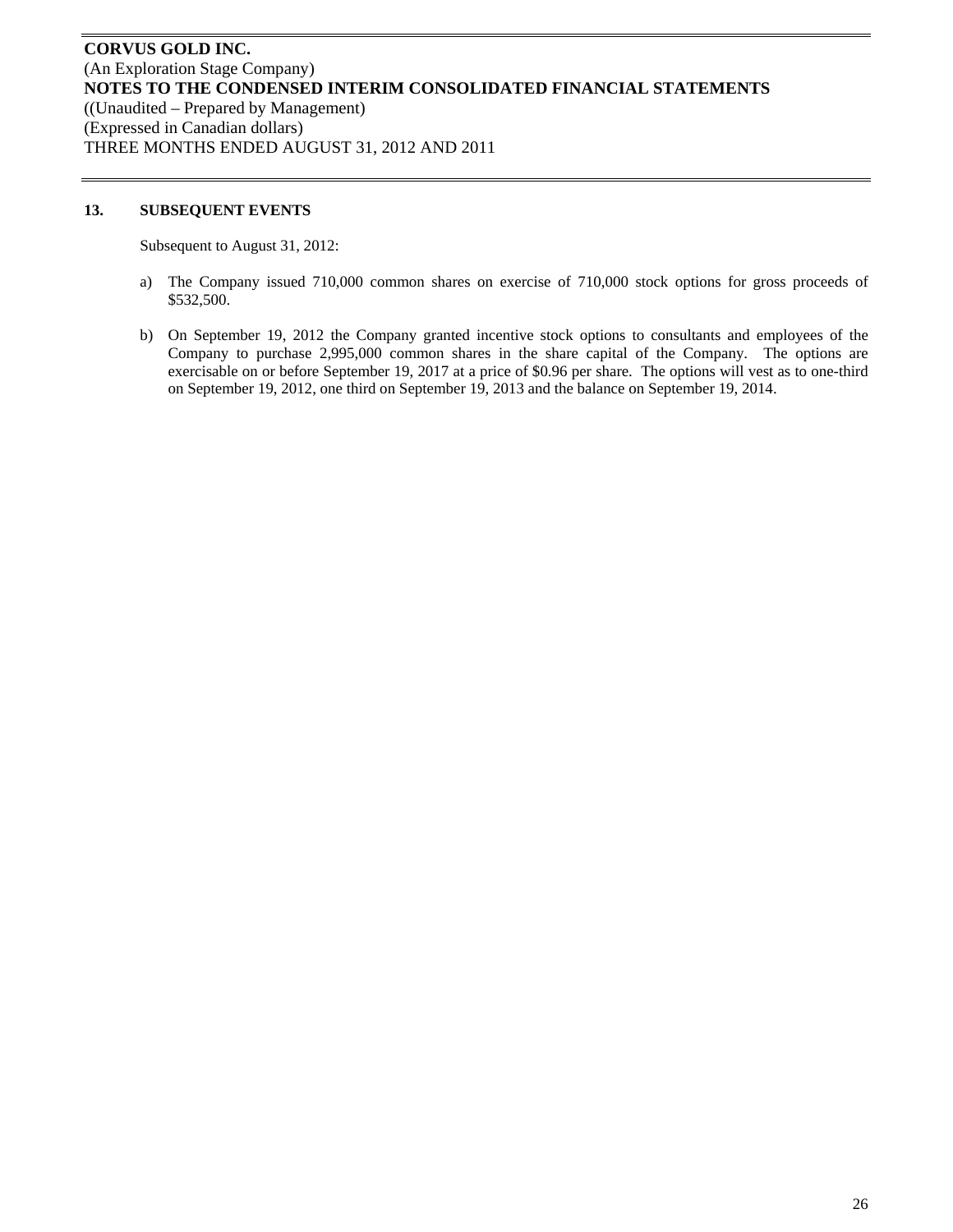## 13. SUBSEQUENT EVENTS

Subsequent to August 31, 2012:

a) The Company issued 710,000 common shares on exercise of 710,000 stock options for gross proceeds of $532,500.

b) On September 19, 2012 the Company granted incentive stock options to consultants and employees of the Company to purchase 2,995,000 common shares in the share capital of the Company. The options are exercisable on or before September 19, 2017 at a price of $0.96 per share. The options will vest as to one-third on September 19, 2012, one third on September 19, 2013 and the balance on September 19, 2014.